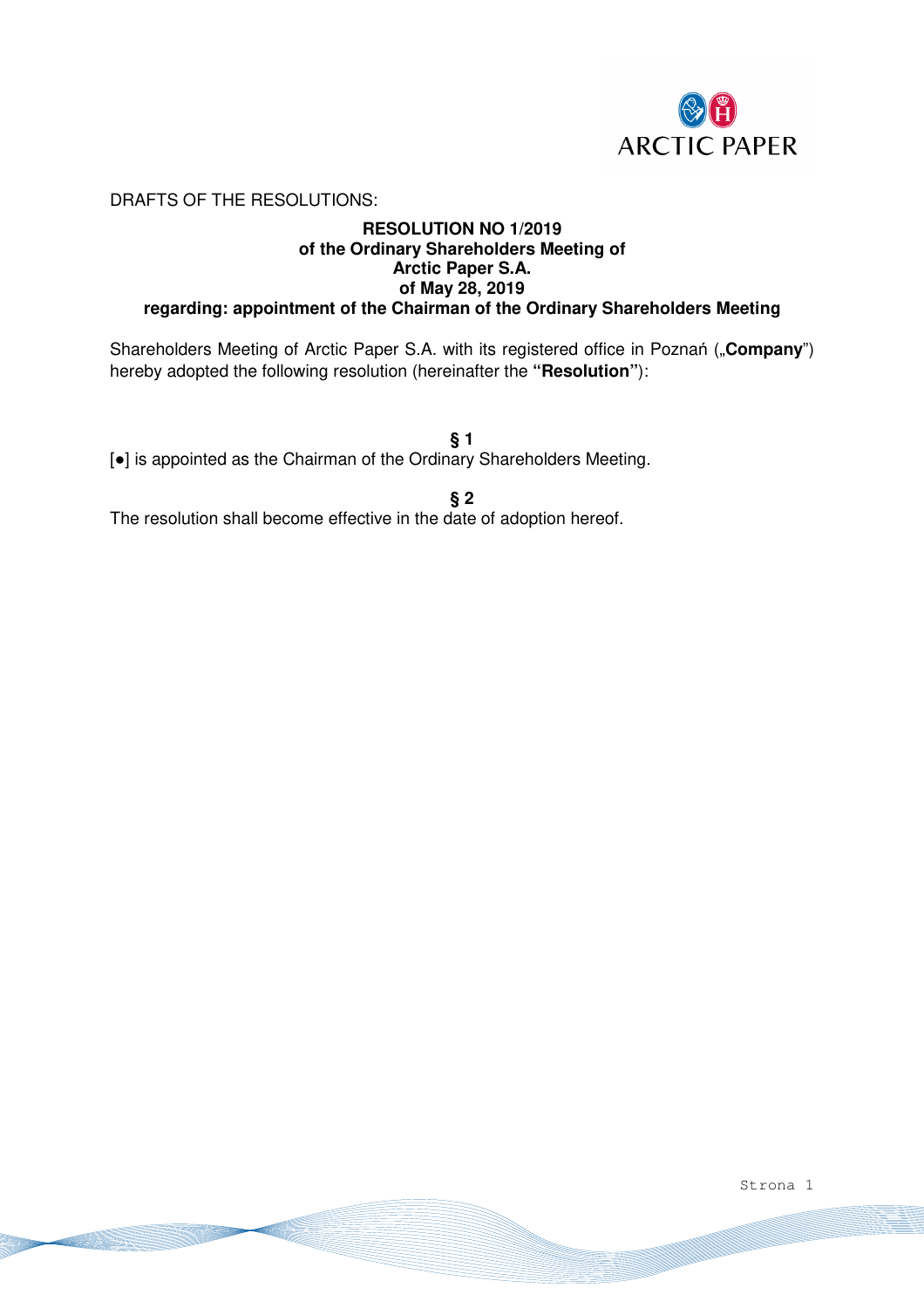DRAFTS OF THE RESOLUTIONS:

**RESOLUTION NO 1/2019**
**of the Ordinary Shareholders Meeting of**
**Arctic Paper S.A.**
**of May 28, 2019**
**regarding: appointment of the Chairman of the Ordinary Shareholders Meeting**

Shareholders Meeting of Arctic Paper S.A. with its registered office in Poznań („**Company**") hereby adopted the following resolution (hereinafter the **"Resolution"**):

**§ 1**

[●] is appointed as the Chairman of the Ordinary Shareholders Meeting.

**§ 2**

The resolution shall become effective in the date of adoption hereof.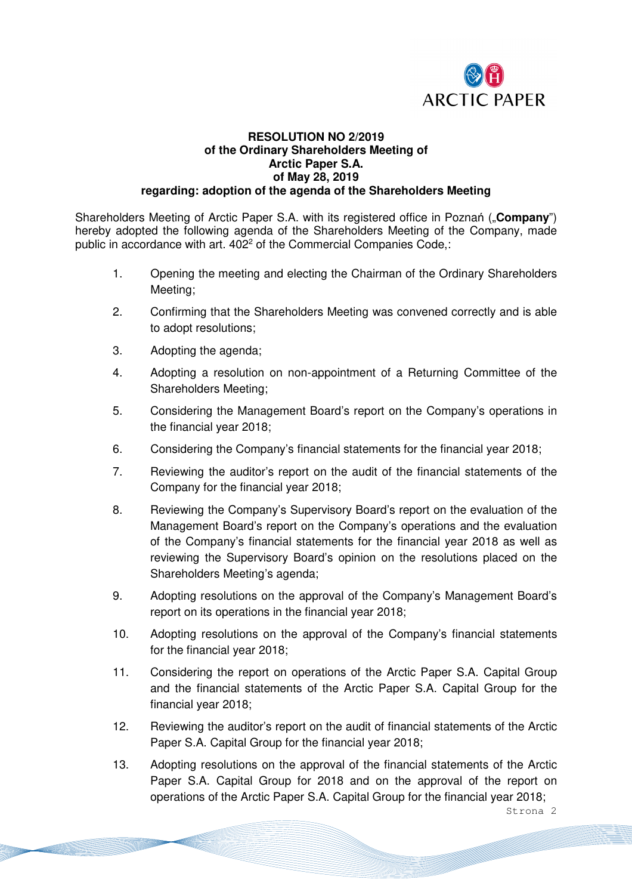**RESOLUTION NO 2/2019**
**of the Ordinary Shareholders Meeting of**
**Arctic Paper S.A.**
**of May 28, 2019**
**regarding: adoption of the agenda of the Shareholders Meeting**

Shareholders Meeting of Arctic Paper S.A. with its registered office in Poznań („**Company**") hereby adopted the following agenda of the Shareholders Meeting of the Company, made public in accordance with art. $402^2$ of the Commercial Companies Code,:

1. Opening the meeting and electing the Chairman of the Ordinary Shareholders Meeting;
2. Confirming that the Shareholders Meeting was convened correctly and is able to adopt resolutions;
3. Adopting the agenda;
4. Adopting a resolution on non-appointment of a Returning Committee of the Shareholders Meeting;
5. Considering the Management Board's report on the Company's operations in the financial year 2018;
6. Considering the Company's financial statements for the financial year 2018;
7. Reviewing the auditor's report on the audit of the financial statements of the Company for the financial year 2018;
8. Reviewing the Company's Supervisory Board's report on the evaluation of the Management Board's report on the Company's operations and the evaluation of the Company's financial statements for the financial year 2018 as well as reviewing the Supervisory Board's opinion on the resolutions placed on the Shareholders Meeting's agenda;
9. Adopting resolutions on the approval of the Company's Management Board's report on its operations in the financial year 2018;
10. Adopting resolutions on the approval of the Company's financial statements for the financial year 2018;
11. Considering the report on operations of the Arctic Paper S.A. Capital Group and the financial statements of the Arctic Paper S.A. Capital Group for the financial year 2018;
12. Reviewing the auditor's report on the audit of financial statements of the Arctic Paper S.A. Capital Group for the financial year 2018;
13. Adopting resolutions on the approval of the financial statements of the Arctic Paper S.A. Capital Group for 2018 and on the approval of the report on operations of the Arctic Paper S.A. Capital Group for the financial year 2018;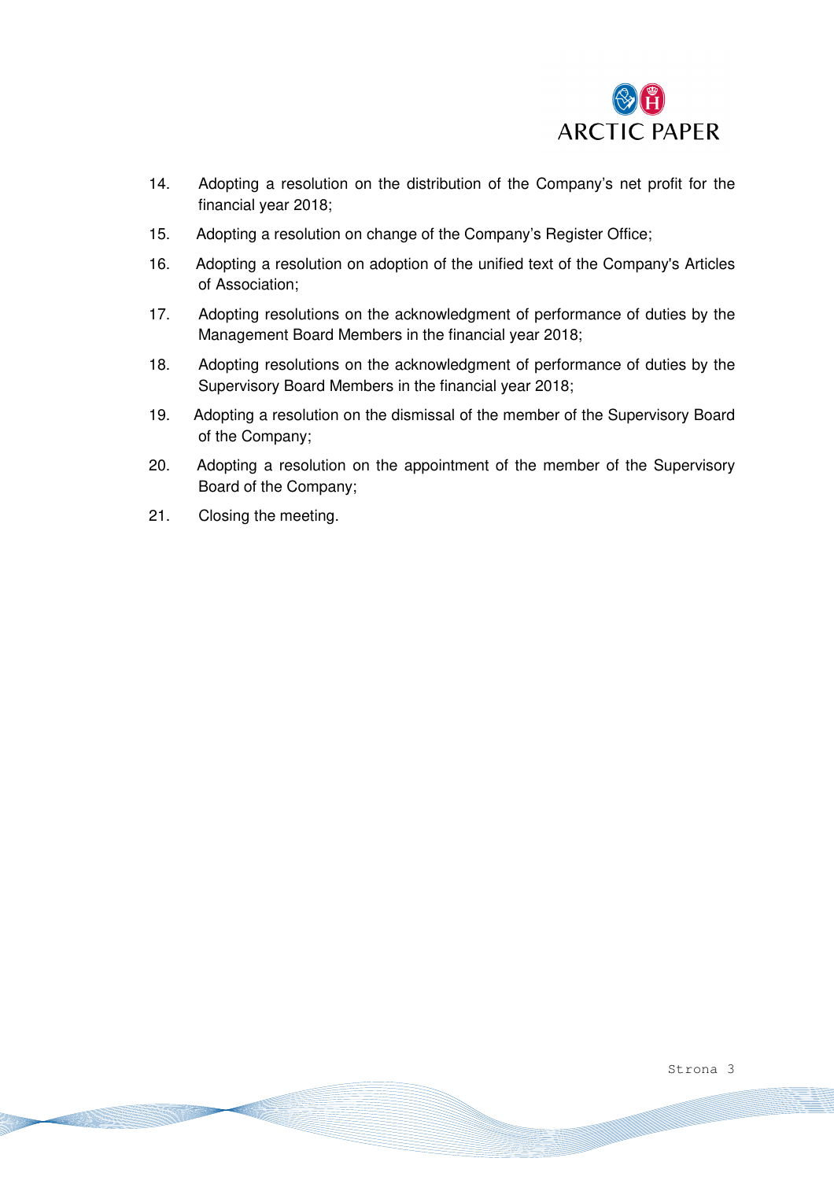14. Adopting a resolution on the distribution of the Company's net profit for the financial year 2018;
15. Adopting a resolution on change of the Company's Register Office;
16. Adopting a resolution on adoption of the unified text of the Company's Articles of Association;
17. Adopting resolutions on the acknowledgment of performance of duties by the Management Board Members in the financial year 2018;
18. Adopting resolutions on the acknowledgment of performance of duties by the Supervisory Board Members in the financial year 2018;
19. Adopting a resolution on the dismissal of the member of the Supervisory Board of the Company;
20. Adopting a resolution on the appointment of the member of the Supervisory Board of the Company;
21. Closing the meeting.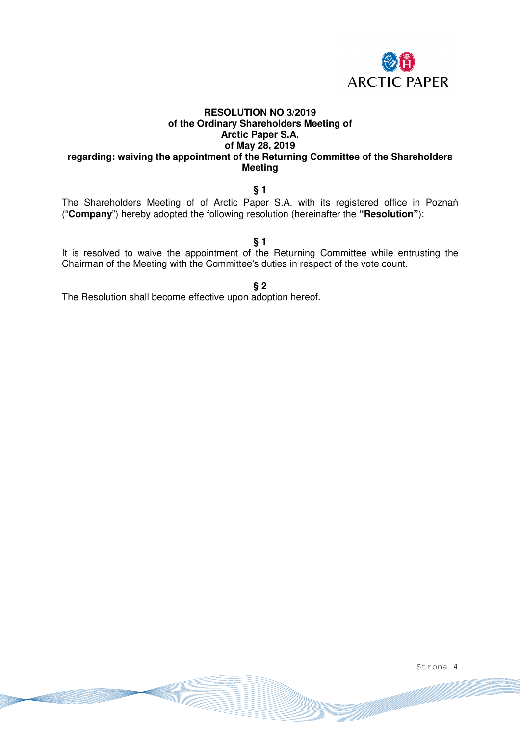**RESOLUTION NO 3/2019**
**of the Ordinary Shareholders Meeting of**
**Arctic Paper S.A.**
**of May 28, 2019**
**regarding: waiving the appointment of the Returning Committee of the Shareholders Meeting**

**§ 1**

The Shareholders Meeting of of Arctic Paper S.A. with its registered office in Poznań (“**Company**”) hereby adopted the following resolution (hereinafter the **“Resolution”**):

**§ 1**

It is resolved to waive the appointment of the Returning Committee while entrusting the Chairman of the Meeting with the Committee's duties in respect of the vote count.

**§ 2**

The Resolution shall become effective upon adoption hereof.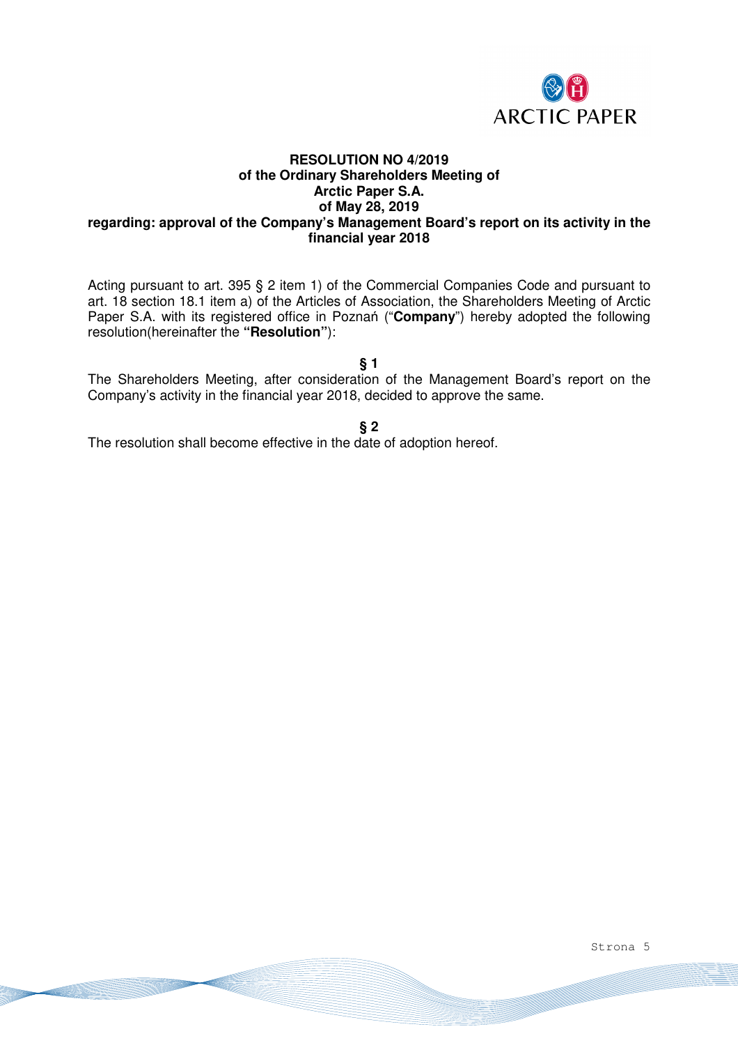**RESOLUTION NO 4/2019**
**of the Ordinary Shareholders Meeting of**
**Arctic Paper S.A.**
**of May 28, 2019**
**regarding: approval of the Company's Management Board's report on its activity in the financial year 2018**

Acting pursuant to art. 395 § 2 item 1) of the Commercial Companies Code and pursuant to art. 18 section 18.1 item a) of the Articles of Association, the Shareholders Meeting of Arctic Paper S.A. with its registered office in Poznań ("**Company**") hereby adopted the following resolution(hereinafter the **"Resolution"**):

**§ 1**

The Shareholders Meeting, after consideration of the Management Board's report on the Company's activity in the financial year 2018, decided to approve the same.

**§ 2**

The resolution shall become effective in the date of adoption hereof.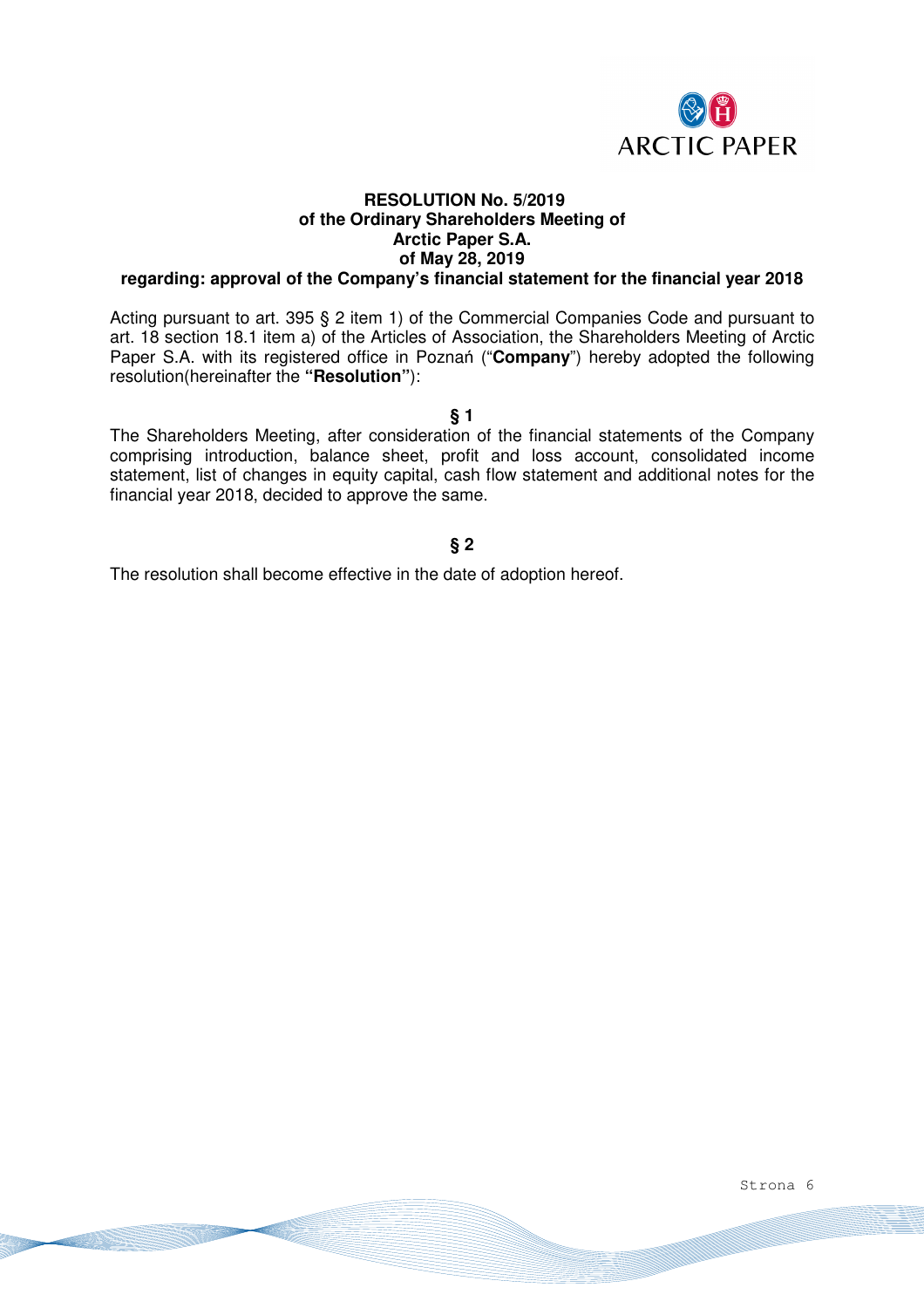**RESOLUTION No. 5/2019**
**of the Ordinary Shareholders Meeting of**
**Arctic Paper S.A.**
**of May 28, 2019**
**regarding: approval of the Company's financial statement for the financial year 2018**

Acting pursuant to art. 395 § 2 item 1) of the Commercial Companies Code and pursuant to art. 18 section 18.1 item a) of the Articles of Association, the Shareholders Meeting of Arctic Paper S.A. with its registered office in Poznań ("**Company**") hereby adopted the following resolution(hereinafter the **"Resolution"**):

**§ 1**

The Shareholders Meeting, after consideration of the financial statements of the Company comprising introduction, balance sheet, profit and loss account, consolidated income statement, list of changes in equity capital, cash flow statement and additional notes for the financial year 2018, decided to approve the same.

**§ 2**

The resolution shall become effective in the date of adoption hereof.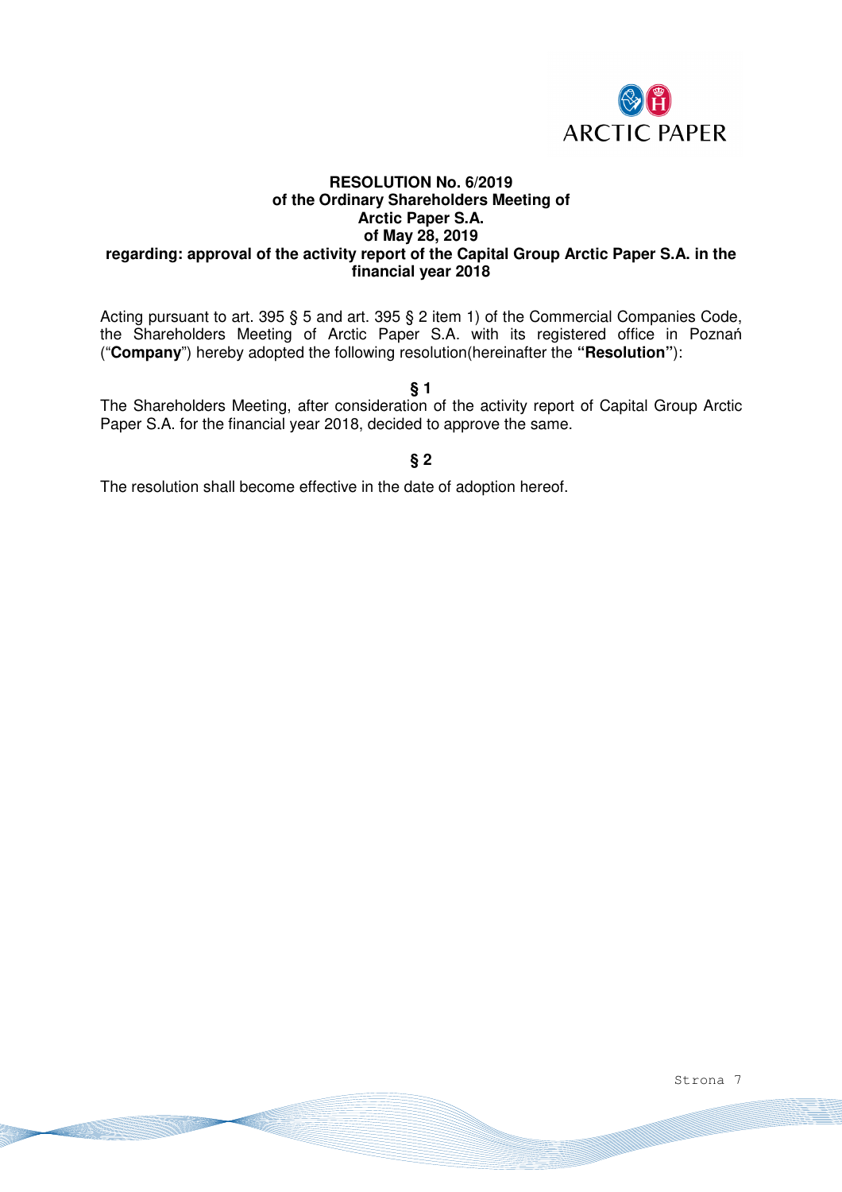**RESOLUTION No. 6/2019**
**of the Ordinary Shareholders Meeting of**
**Arctic Paper S.A.**
**of May 28, 2019**
**regarding: approval of the activity report of the Capital Group Arctic Paper S.A. in the financial year 2018**

Acting pursuant to art. 395 § 5 and art. 395 § 2 item 1) of the Commercial Companies Code, the Shareholders Meeting of Arctic Paper S.A. with its registered office in Poznań (“**Company**”) hereby adopted the following resolution(hereinafter the **“Resolution”**):

**§ 1**

The Shareholders Meeting, after consideration of the activity report of Capital Group Arctic Paper S.A. for the financial year 2018, decided to approve the same.

**§ 2**

The resolution shall become effective in the date of adoption hereof.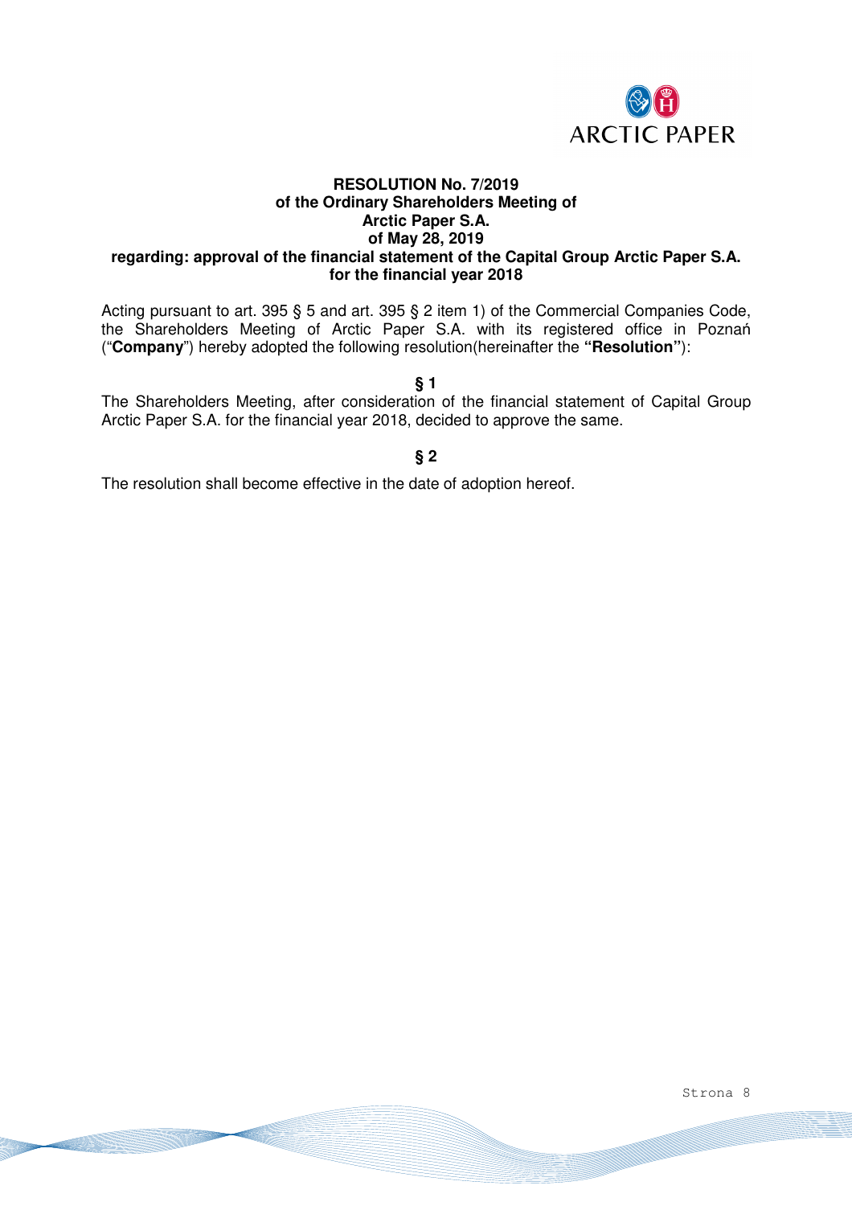**RESOLUTION No. 7/2019**
**of the Ordinary Shareholders Meeting of**
**Arctic Paper S.A.**
**of May 28, 2019**
**regarding: approval of the financial statement of the Capital Group Arctic Paper S.A. for the financial year 2018**

Acting pursuant to art. 395 § 5 and art. 395 § 2 item 1) of the Commercial Companies Code, the Shareholders Meeting of Arctic Paper S.A. with its registered office in Poznań ("**Company**") hereby adopted the following resolution(hereinafter the **"Resolution"**):

**§ 1**

The Shareholders Meeting, after consideration of the financial statement of Capital Group Arctic Paper S.A. for the financial year 2018, decided to approve the same.

**§ 2**

The resolution shall become effective in the date of adoption hereof.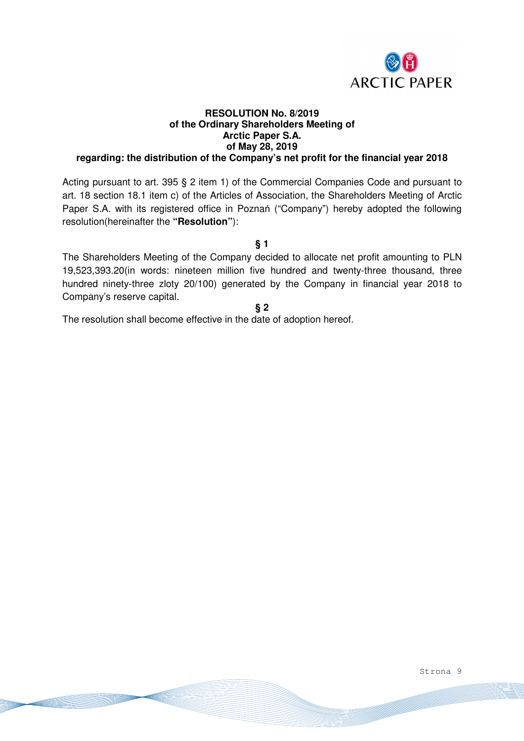**RESOLUTION No. 8/2019**
**of the Ordinary Shareholders Meeting of**
**Arctic Paper S.A.**
**of May 28, 2019**
**regarding: the distribution of the Company's net profit for the financial year 2018**

Acting pursuant to art. 395 § 2 item 1) of the Commercial Companies Code and pursuant to art. 18 section 18.1 item c) of the Articles of Association, the Shareholders Meeting of Arctic Paper S.A. with its registered office in Poznań ("Company") hereby adopted the following resolution(hereinafter the **"Resolution"**):

**§ 1**

The Shareholders Meeting of the Company decided to allocate net profit amounting to PLN 19,523,393.20(in words: nineteen million five hundred and twenty-three thousand, three hundred ninety-three zloty 20/100) generated by the Company in financial year 2018 to Company's reserve capital.

**§ 2**

The resolution shall become effective in the date of adoption hereof.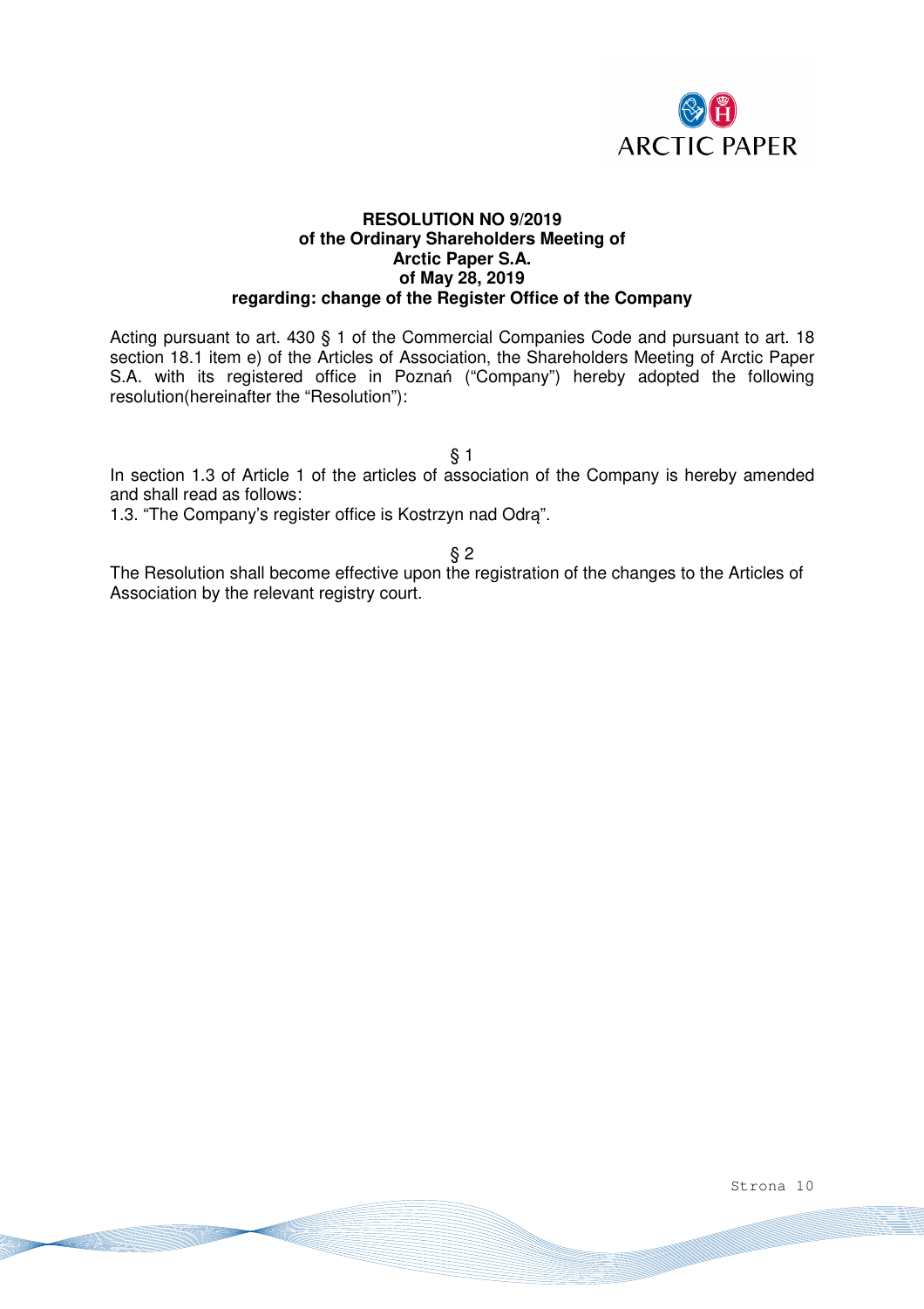**RESOLUTION NO 9/2019**
**of the Ordinary Shareholders Meeting of**
**Arctic Paper S.A.**
**of May 28, 2019**
**regarding: change of the Register Office of the Company**

Acting pursuant to art. 430 § 1 of the Commercial Companies Code and pursuant to art. 18 section 18.1 item e) of the Articles of Association, the Shareholders Meeting of Arctic Paper S.A. with its registered office in Poznań ("Company") hereby adopted the following resolution(hereinafter the "Resolution"):

§ 1

In section 1.3 of Article 1 of the articles of association of the Company is hereby amended and shall read as follows:

1.3. "The Company's register office is Kostrzyn nad Odrą".

§ 2

The Resolution shall become effective upon the registration of the changes to the Articles of Association by the relevant registry court.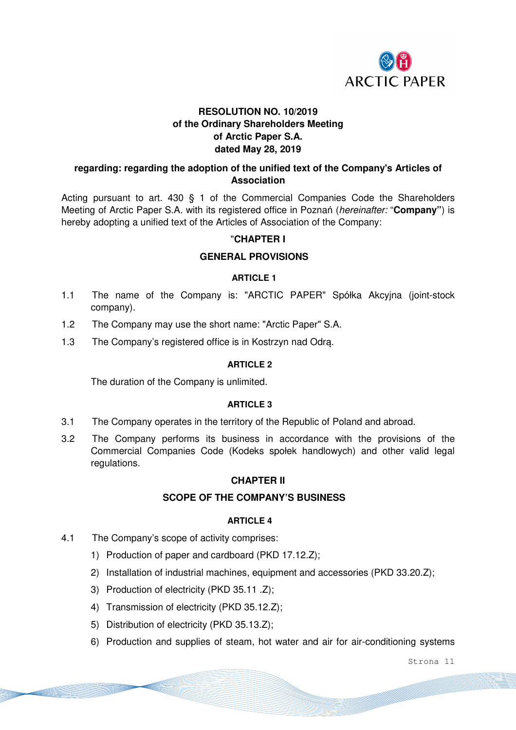**RESOLUTION NO. 10/2019**
**of the Ordinary Shareholders Meeting**
**of Arctic Paper S.A.**
**dated May 28, 2019**

**regarding: regarding the adoption of the unified text of the Company's Articles of Association**

Acting pursuant to art. 430 § 1 of the Commercial Companies Code the Shareholders Meeting of Arctic Paper S.A. with its registered office in Poznań (*hereinafter:* "**Company"**) is hereby adopting a unified text of the Articles of Association of the Company:

"**CHAPTER I**

**GENERAL PROVISIONS**

**ARTICLE 1**

1.1 The name of the Company is: "ARCTIC PAPER" Spółka Akcyjna (joint-stock company).

1.2 The Company may use the short name: "Arctic Paper" S.A.

1.3 The Company's registered office is in Kostrzyn nad Odrą.

**ARTICLE 2**

The duration of the Company is unlimited.

**ARTICLE 3**

3.1 The Company operates in the territory of the Republic of Poland and abroad.

3.2 The Company performs its business in accordance with the provisions of the Commercial Companies Code (Kodeks społek handlowych) and other valid legal regulations.

**CHAPTER II**

**SCOPE OF THE COMPANY'S BUSINESS**

**ARTICLE 4**

4.1 The Company's scope of activity comprises:

1) Production of paper and cardboard (PKD 17.12.Z);
2) Installation of industrial machines, equipment and accessories (PKD 33.20.Z);
3) Production of electricity (PKD 35.11 .Z);
4) Transmission of electricity (PKD 35.12.Z);
5) Distribution of electricity (PKD 35.13.Z);
6) Production and supplies of steam, hot water and air for air-conditioning systems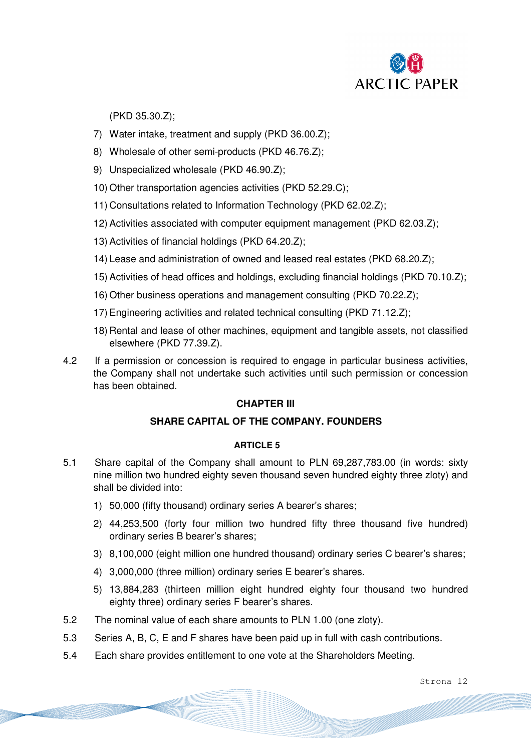(PKD 35.30.Z);

7) Water intake, treatment and supply (PKD 36.00.Z);
8) Wholesale of other semi-products (PKD 46.76.Z);
9) Unspecialized wholesale (PKD 46.90.Z);
10) Other transportation agencies activities (PKD 52.29.C);
11) Consultations related to Information Technology (PKD 62.02.Z);
12) Activities associated with computer equipment management (PKD 62.03.Z);
13) Activities of financial holdings (PKD 64.20.Z);
14) Lease and administration of owned and leased real estates (PKD 68.20.Z);
15) Activities of head offices and holdings, excluding financial holdings (PKD 70.10.Z);
16) Other business operations and management consulting (PKD 70.22.Z);
17) Engineering activities and related technical consulting (PKD 71.12.Z);
18) Rental and lease of other machines, equipment and tangible assets, not classified elsewhere (PKD 77.39.Z).

4.2 If a permission or concession is required to engage in particular business activities, the Company shall not undertake such activities until such permission or concession has been obtained.

## CHAPTER III

## SHARE CAPITAL OF THE COMPANY. FOUNDERS

### ARTICLE 5

5.1 Share capital of the Company shall amount to PLN 69,287,783.00 (in words: sixty nine million two hundred eighty seven thousand seven hundred eighty three zloty) and shall be divided into:

1) 50,000 (fifty thousand) ordinary series A bearer's shares;
2) 44,253,500 (forty four million two hundred fifty three thousand five hundred) ordinary series B bearer's shares;
3) 8,100,000 (eight million one hundred thousand) ordinary series C bearer's shares;
4) 3,000,000 (three million) ordinary series E bearer's shares.
5) 13,884,283 (thirteen million eight hundred eighty four thousand two hundred eighty three) ordinary series F bearer's shares.

5.2 The nominal value of each share amounts to PLN 1.00 (one zloty).

5.3 Series A, B, C, E and F shares have been paid up in full with cash contributions.

5.4 Each share provides entitlement to one vote at the Shareholders Meeting.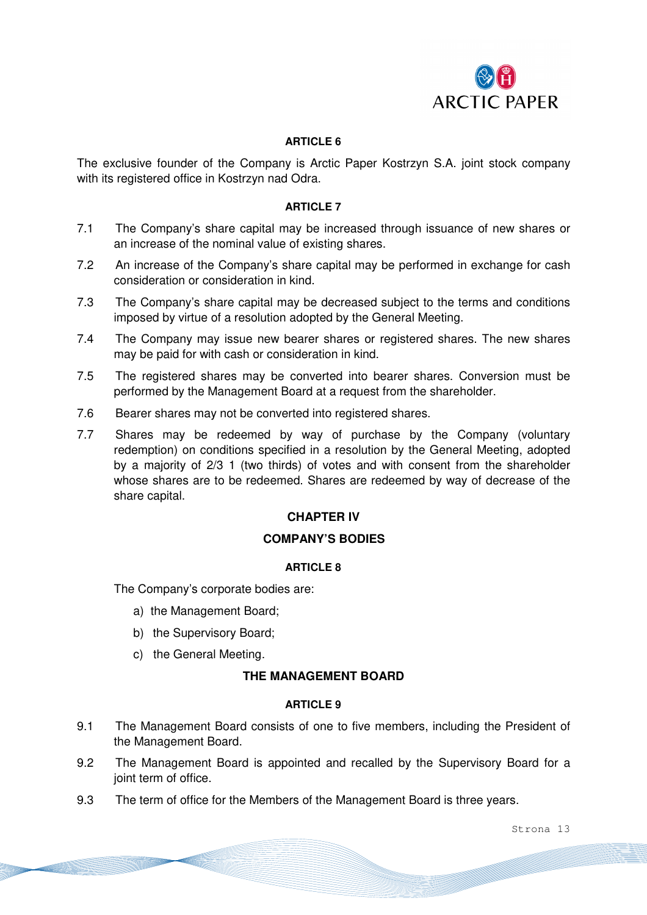**ARTICLE 6**

The exclusive founder of the Company is Arctic Paper Kostrzyn S.A. joint stock company with its registered office in Kostrzyn nad Odra.

**ARTICLE 7**

7.1 The Company's share capital may be increased through issuance of new shares or an increase of the nominal value of existing shares.

7.2 An increase of the Company's share capital may be performed in exchange for cash consideration or consideration in kind.

7.3 The Company's share capital may be decreased subject to the terms and conditions imposed by virtue of a resolution adopted by the General Meeting.

7.4 The Company may issue new bearer shares or registered shares. The new shares may be paid for with cash or consideration in kind.

7.5 The registered shares may be converted into bearer shares. Conversion must be performed by the Management Board at a request from the shareholder.

7.6 Bearer shares may not be converted into registered shares.

7.7 Shares may be redeemed by way of purchase by the Company (voluntary redemption) on conditions specified in a resolution by the General Meeting, adopted by a majority of 2/3 1 (two thirds) of votes and with consent from the shareholder whose shares are to be redeemed. Shares are redeemed by way of decrease of the share capital.

## CHAPTER IV

## COMPANY'S BODIES

**ARTICLE 8**

The Company's corporate bodies are:

a) the Management Board;

b) the Supervisory Board;

c) the General Meeting.

## THE MANAGEMENT BOARD

**ARTICLE 9**

9.1 The Management Board consists of one to five members, including the President of the Management Board.

9.2 The Management Board is appointed and recalled by the Supervisory Board for a joint term of office.

9.3 The term of office for the Members of the Management Board is three years.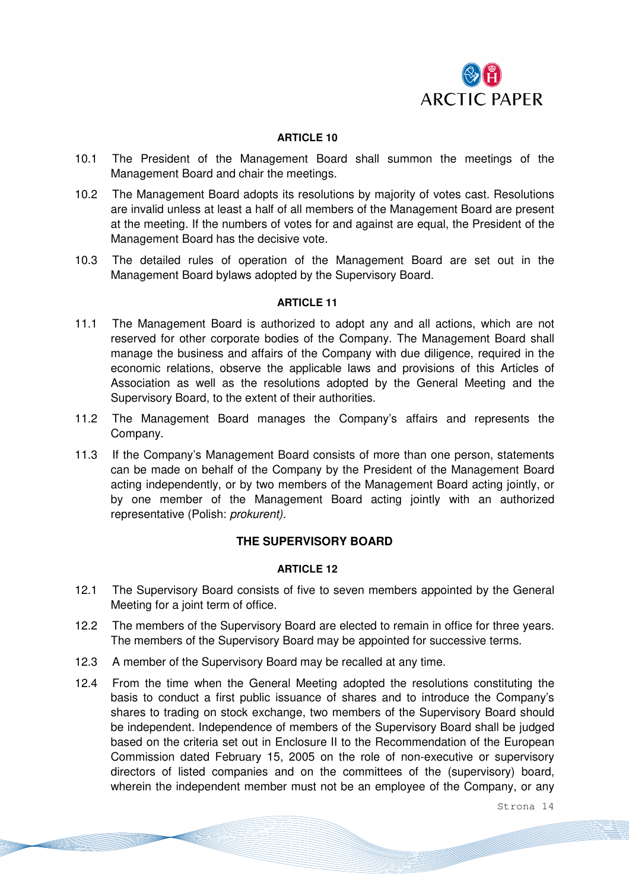**ARTICLE 10**

10.1 The President of the Management Board shall summon the meetings of the Management Board and chair the meetings.

10.2 The Management Board adopts its resolutions by majority of votes cast. Resolutions are invalid unless at least a half of all members of the Management Board are present at the meeting. If the numbers of votes for and against are equal, the President of the Management Board has the decisive vote.

10.3 The detailed rules of operation of the Management Board are set out in the Management Board bylaws adopted by the Supervisory Board.

**ARTICLE 11**

11.1 The Management Board is authorized to adopt any and all actions, which are not reserved for other corporate bodies of the Company. The Management Board shall manage the business and affairs of the Company with due diligence, required in the economic relations, observe the applicable laws and provisions of this Articles of Association as well as the resolutions adopted by the General Meeting and the Supervisory Board, to the extent of their authorities.

11.2 The Management Board manages the Company's affairs and represents the Company.

11.3 If the Company's Management Board consists of more than one person, statements can be made on behalf of the Company by the President of the Management Board acting independently, or by two members of the Management Board acting jointly, or by one member of the Management Board acting jointly with an authorized representative (Polish: *prokurent).*

## THE SUPERVISORY BOARD

**ARTICLE 12**

12.1 The Supervisory Board consists of five to seven members appointed by the General Meeting for a joint term of office.

12.2 The members of the Supervisory Board are elected to remain in office for three years. The members of the Supervisory Board may be appointed for successive terms.

12.3 A member of the Supervisory Board may be recalled at any time.

12.4 From the time when the General Meeting adopted the resolutions constituting the basis to conduct a first public issuance of shares and to introduce the Company's shares to trading on stock exchange, two members of the Supervisory Board should be independent. Independence of members of the Supervisory Board shall be judged based on the criteria set out in Enclosure II to the Recommendation of the European Commission dated February 15, 2005 on the role of non-executive or supervisory directors of listed companies and on the committees of the (supervisory) board, wherein the independent member must not be an employee of the Company, or any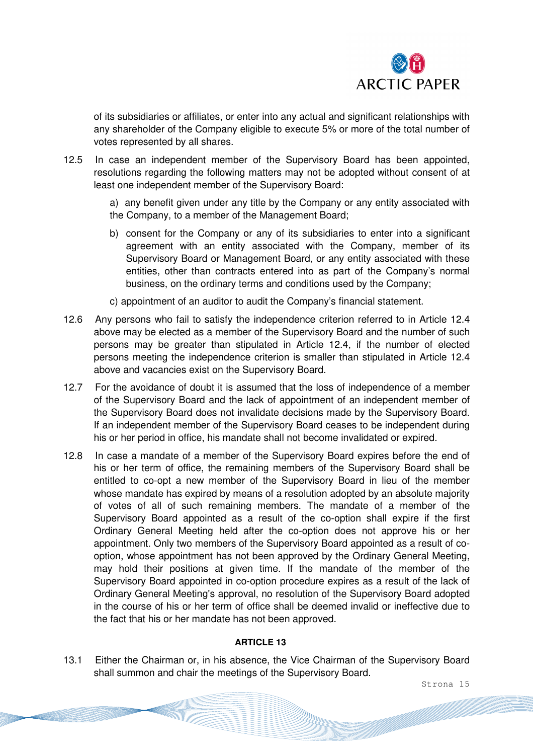of its subsidiaries or affiliates, or enter into any actual and significant relationships with any shareholder of the Company eligible to execute 5% or more of the total number of votes represented by all shares.

12.5 In case an independent member of the Supervisory Board has been appointed, resolutions regarding the following matters may not be adopted without consent of at least one independent member of the Supervisory Board:

a) any benefit given under any title by the Company or any entity associated with the Company, to a member of the Management Board;

b) consent for the Company or any of its subsidiaries to enter into a significant agreement with an entity associated with the Company, member of its Supervisory Board or Management Board, or any entity associated with these entities, other than contracts entered into as part of the Company's normal business, on the ordinary terms and conditions used by the Company;

c) appointment of an auditor to audit the Company's financial statement.

12.6 Any persons who fail to satisfy the independence criterion referred to in Article 12.4 above may be elected as a member of the Supervisory Board and the number of such persons may be greater than stipulated in Article 12.4, if the number of elected persons meeting the independence criterion is smaller than stipulated in Article 12.4 above and vacancies exist on the Supervisory Board.

12.7 For the avoidance of doubt it is assumed that the loss of independence of a member of the Supervisory Board and the lack of appointment of an independent member of the Supervisory Board does not invalidate decisions made by the Supervisory Board. If an independent member of the Supervisory Board ceases to be independent during his or her period in office, his mandate shall not become invalidated or expired.

12.8 In case a mandate of a member of the Supervisory Board expires before the end of his or her term of office, the remaining members of the Supervisory Board shall be entitled to co-opt a new member of the Supervisory Board in lieu of the member whose mandate has expired by means of a resolution adopted by an absolute majority of votes of all of such remaining members. The mandate of a member of the Supervisory Board appointed as a result of the co-option shall expire if the first Ordinary General Meeting held after the co-option does not approve his or her appointment. Only two members of the Supervisory Board appointed as a result of co-option, whose appointment has not been approved by the Ordinary General Meeting, may hold their positions at given time. If the mandate of the member of the Supervisory Board appointed in co-option procedure expires as a result of the lack of Ordinary General Meeting's approval, no resolution of the Supervisory Board adopted in the course of his or her term of office shall be deemed invalid or ineffective due to the fact that his or her mandate has not been approved.

**ARTICLE 13**

13.1 Either the Chairman or, in his absence, the Vice Chairman of the Supervisory Board shall summon and chair the meetings of the Supervisory Board.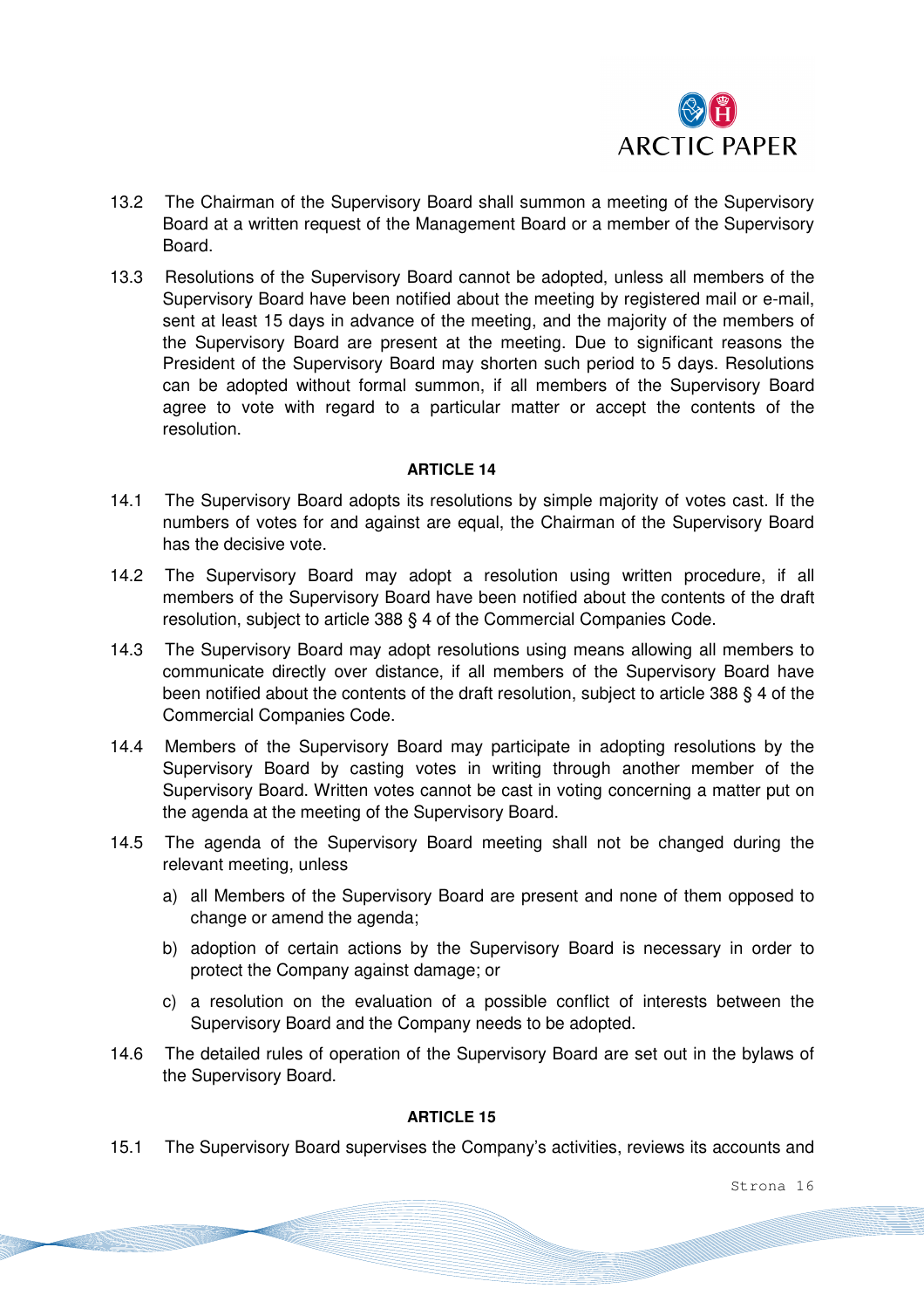13.2 The Chairman of the Supervisory Board shall summon a meeting of the Supervisory Board at a written request of the Management Board or a member of the Supervisory Board.

13.3 Resolutions of the Supervisory Board cannot be adopted, unless all members of the Supervisory Board have been notified about the meeting by registered mail or e-mail, sent at least 15 days in advance of the meeting, and the majority of the members of the Supervisory Board are present at the meeting. Due to significant reasons the President of the Supervisory Board may shorten such period to 5 days. Resolutions can be adopted without formal summon, if all members of the Supervisory Board agree to vote with regard to a particular matter or accept the contents of the resolution.

**ARTICLE 14**

14.1 The Supervisory Board adopts its resolutions by simple majority of votes cast. If the numbers of votes for and against are equal, the Chairman of the Supervisory Board has the decisive vote.

14.2 The Supervisory Board may adopt a resolution using written procedure, if all members of the Supervisory Board have been notified about the contents of the draft resolution, subject to article 388 § 4 of the Commercial Companies Code.

14.3 The Supervisory Board may adopt resolutions using means allowing all members to communicate directly over distance, if all members of the Supervisory Board have been notified about the contents of the draft resolution, subject to article 388 § 4 of the Commercial Companies Code.

14.4 Members of the Supervisory Board may participate in adopting resolutions by the Supervisory Board by casting votes in writing through another member of the Supervisory Board. Written votes cannot be cast in voting concerning a matter put on the agenda at the meeting of the Supervisory Board.

14.5 The agenda of the Supervisory Board meeting shall not be changed during the relevant meeting, unless

a) all Members of the Supervisory Board are present and none of them opposed to change or amend the agenda;

b) adoption of certain actions by the Supervisory Board is necessary in order to protect the Company against damage; or

c) a resolution on the evaluation of a possible conflict of interests between the Supervisory Board and the Company needs to be adopted.

14.6 The detailed rules of operation of the Supervisory Board are set out in the bylaws of the Supervisory Board.

**ARTICLE 15**

15.1 The Supervisory Board supervises the Company's activities, reviews its accounts and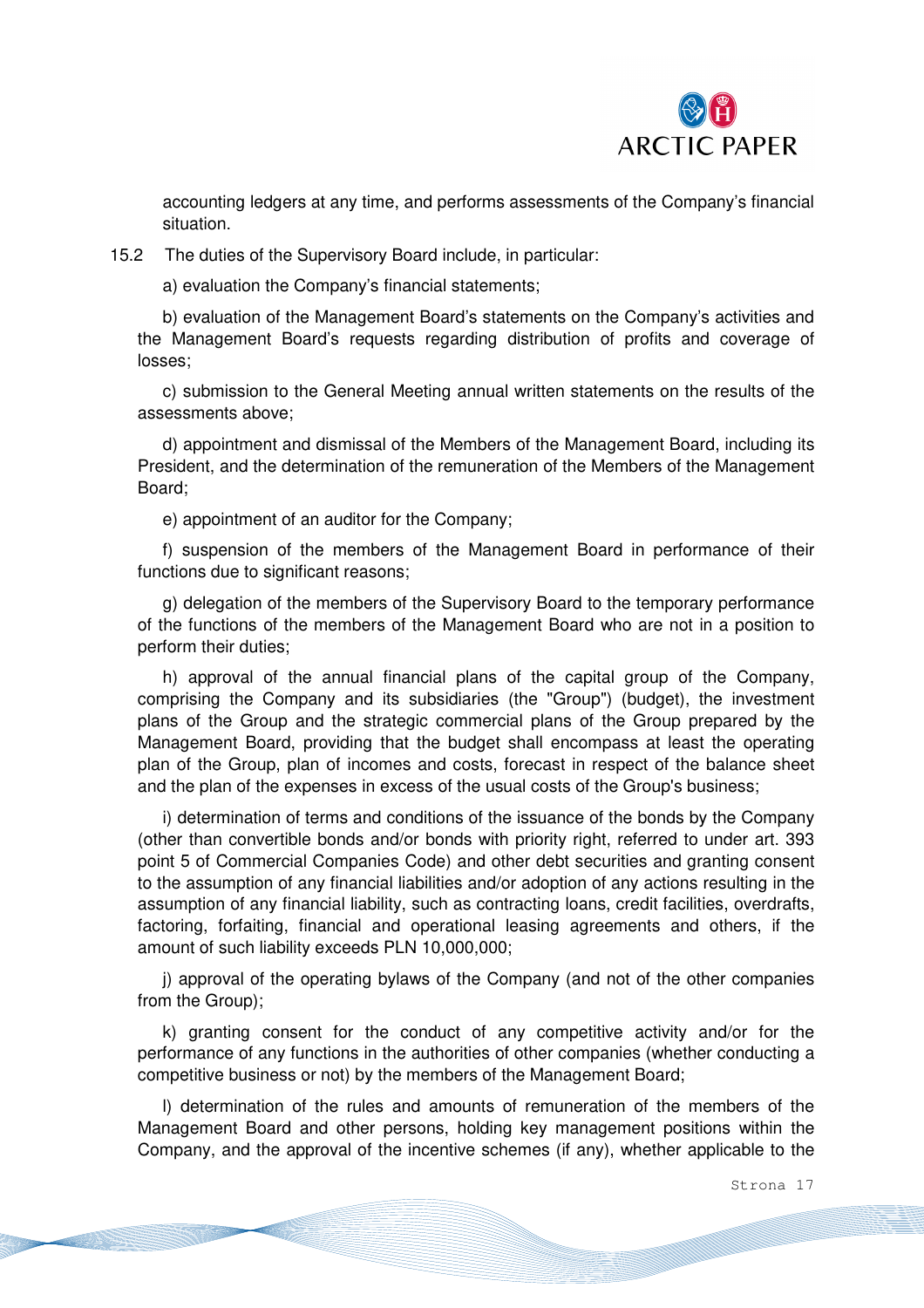accounting ledgers at any time, and performs assessments of the Company's financial situation.

15.2 The duties of the Supervisory Board include, in particular:

a) evaluation the Company's financial statements;

b) evaluation of the Management Board's statements on the Company's activities and the Management Board's requests regarding distribution of profits and coverage of losses;

c) submission to the General Meeting annual written statements on the results of the assessments above;

d) appointment and dismissal of the Members of the Management Board, including its President, and the determination of the remuneration of the Members of the Management Board;

e) appointment of an auditor for the Company;

f) suspension of the members of the Management Board in performance of their functions due to significant reasons;

g) delegation of the members of the Supervisory Board to the temporary performance of the functions of the members of the Management Board who are not in a position to perform their duties;

h) approval of the annual financial plans of the capital group of the Company, comprising the Company and its subsidiaries (the "Group") (budget), the investment plans of the Group and the strategic commercial plans of the Group prepared by the Management Board, providing that the budget shall encompass at least the operating plan of the Group, plan of incomes and costs, forecast in respect of the balance sheet and the plan of the expenses in excess of the usual costs of the Group's business;

i) determination of terms and conditions of the issuance of the bonds by the Company (other than convertible bonds and/or bonds with priority right, referred to under art. 393 point 5 of Commercial Companies Code) and other debt securities and granting consent to the assumption of any financial liabilities and/or adoption of any actions resulting in the assumption of any financial liability, such as contracting loans, credit facilities, overdrafts, factoring, forfaiting, financial and operational leasing agreements and others, if the amount of such liability exceeds PLN 10,000,000;

j) approval of the operating bylaws of the Company (and not of the other companies from the Group);

k) granting consent for the conduct of any competitive activity and/or for the performance of any functions in the authorities of other companies (whether conducting a competitive business or not) by the members of the Management Board;

l) determination of the rules and amounts of remuneration of the members of the Management Board and other persons, holding key management positions within the Company, and the approval of the incentive schemes (if any), whether applicable to the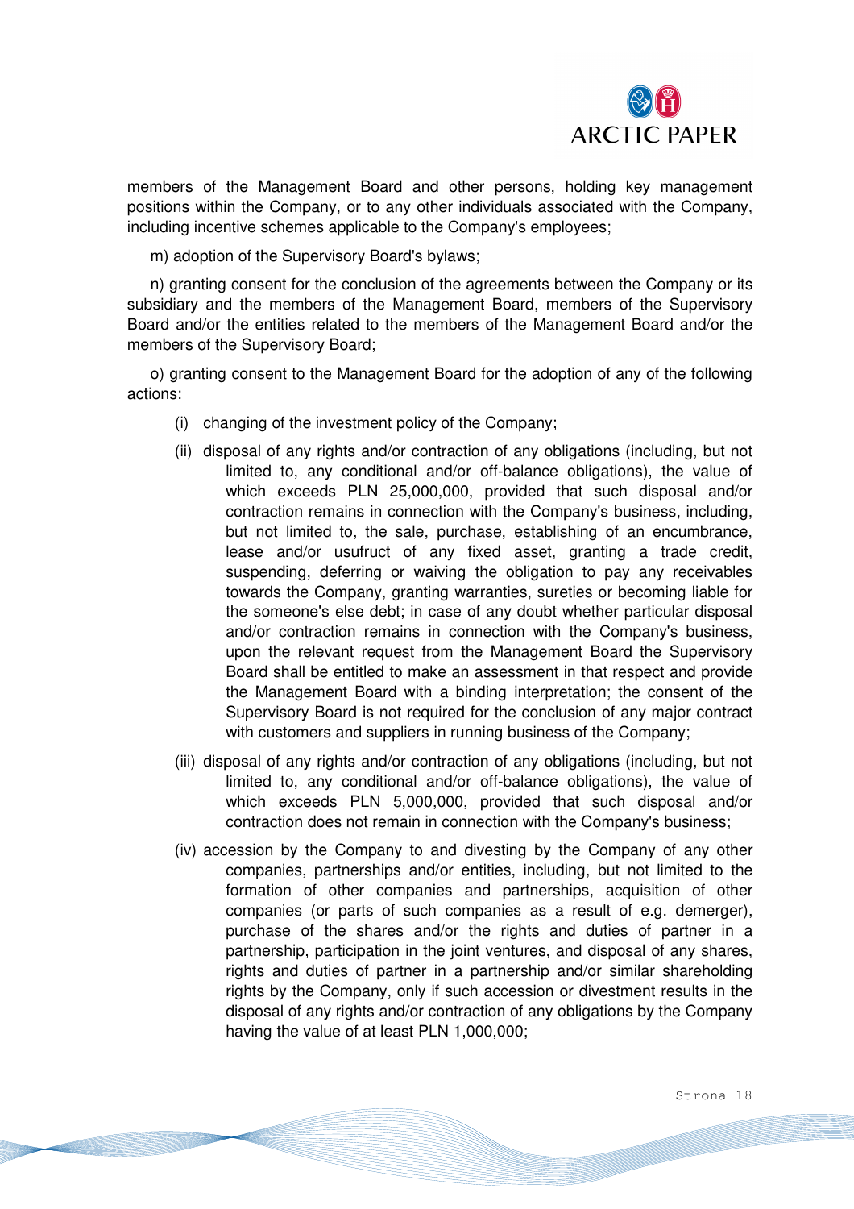members of the Management Board and other persons, holding key management positions within the Company, or to any other individuals associated with the Company, including incentive schemes applicable to the Company's employees;

m) adoption of the Supervisory Board's bylaws;

n) granting consent for the conclusion of the agreements between the Company or its subsidiary and the members of the Management Board, members of the Supervisory Board and/or the entities related to the members of the Management Board and/or the members of the Supervisory Board;

o) granting consent to the Management Board for the adoption of any of the following actions:

(i) changing of the investment policy of the Company;

(ii) disposal of any rights and/or contraction of any obligations (including, but not limited to, any conditional and/or off-balance obligations), the value of which exceeds PLN 25,000,000, provided that such disposal and/or contraction remains in connection with the Company's business, including, but not limited to, the sale, purchase, establishing of an encumbrance, lease and/or usufruct of any fixed asset, granting a trade credit, suspending, deferring or waiving the obligation to pay any receivables towards the Company, granting warranties, sureties or becoming liable for the someone's else debt; in case of any doubt whether particular disposal and/or contraction remains in connection with the Company's business, upon the relevant request from the Management Board the Supervisory Board shall be entitled to make an assessment in that respect and provide the Management Board with a binding interpretation; the consent of the Supervisory Board is not required for the conclusion of any major contract with customers and suppliers in running business of the Company;

(iii) disposal of any rights and/or contraction of any obligations (including, but not limited to, any conditional and/or off-balance obligations), the value of which exceeds PLN 5,000,000, provided that such disposal and/or contraction does not remain in connection with the Company's business;

(iv) accession by the Company to and divesting by the Company of any other companies, partnerships and/or entities, including, but not limited to the formation of other companies and partnerships, acquisition of other companies (or parts of such companies as a result of e.g. demerger), purchase of the shares and/or the rights and duties of partner in a partnership, participation in the joint ventures, and disposal of any shares, rights and duties of partner in a partnership and/or similar shareholding rights by the Company, only if such accession or divestment results in the disposal of any rights and/or contraction of any obligations by the Company having the value of at least PLN 1,000,000;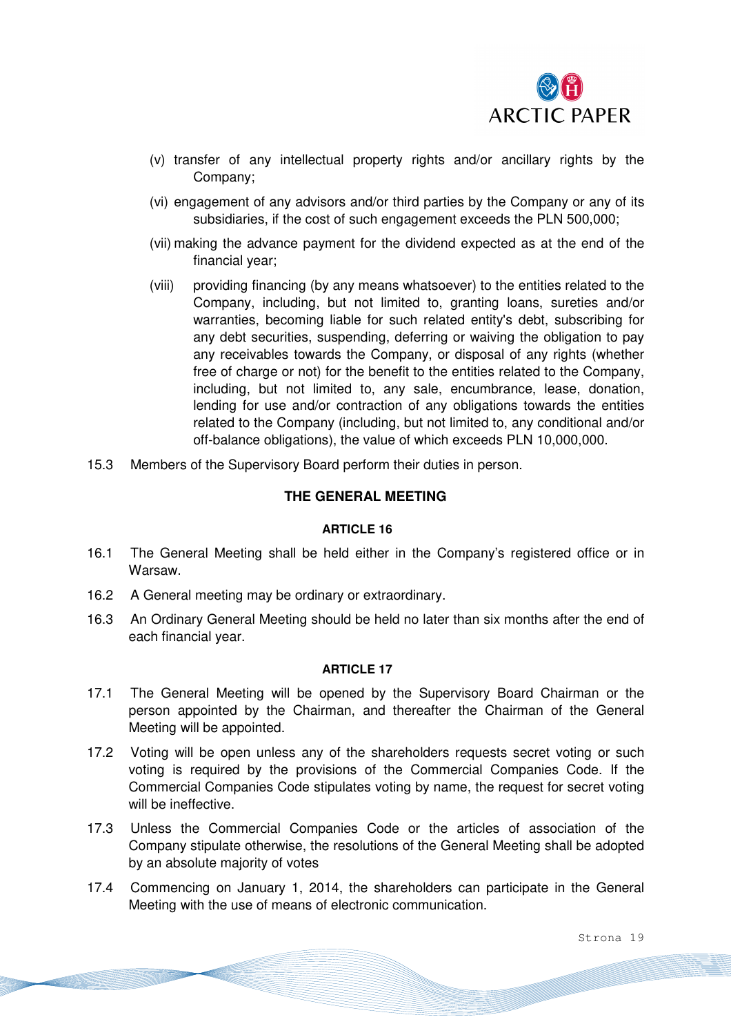(v) transfer of any intellectual property rights and/or ancillary rights by the Company;

(vi) engagement of any advisors and/or third parties by the Company or any of its subsidiaries, if the cost of such engagement exceeds the PLN 500,000;

(vii) making the advance payment for the dividend expected as at the end of the financial year;

(viii) providing financing (by any means whatsoever) to the entities related to the Company, including, but not limited to, granting loans, sureties and/or warranties, becoming liable for such related entity's debt, subscribing for any debt securities, suspending, deferring or waiving the obligation to pay any receivables towards the Company, or disposal of any rights (whether free of charge or not) for the benefit to the entities related to the Company, including, but not limited to, any sale, encumbrance, lease, donation, lending for use and/or contraction of any obligations towards the entities related to the Company (including, but not limited to, any conditional and/or off-balance obligations), the value of which exceeds PLN 10,000,000.

15.3 Members of the Supervisory Board perform their duties in person.

## THE GENERAL MEETING

### ARTICLE 16

16.1 The General Meeting shall be held either in the Company's registered office or in Warsaw.

16.2 A General meeting may be ordinary or extraordinary.

16.3 An Ordinary General Meeting should be held no later than six months after the end of each financial year.

### ARTICLE 17

17.1 The General Meeting will be opened by the Supervisory Board Chairman or the person appointed by the Chairman, and thereafter the Chairman of the General Meeting will be appointed.

17.2 Voting will be open unless any of the shareholders requests secret voting or such voting is required by the provisions of the Commercial Companies Code. If the Commercial Companies Code stipulates voting by name, the request for secret voting will be ineffective.

17.3 Unless the Commercial Companies Code or the articles of association of the Company stipulate otherwise, the resolutions of the General Meeting shall be adopted by an absolute majority of votes

17.4 Commencing on January 1, 2014, the shareholders can participate in the General Meeting with the use of means of electronic communication.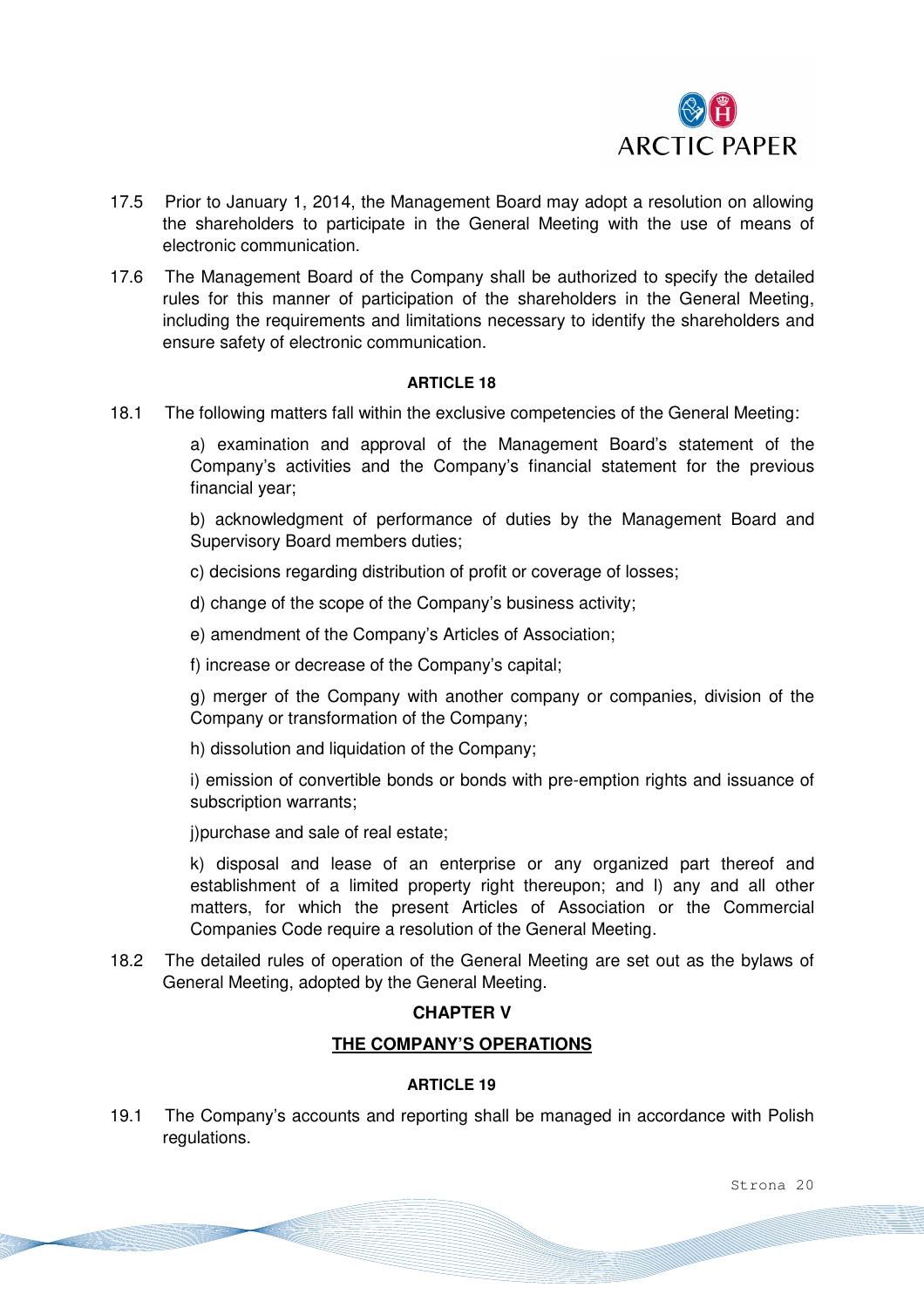17.5 Prior to January 1, 2014, the Management Board may adopt a resolution on allowing the shareholders to participate in the General Meeting with the use of means of electronic communication.

17.6 The Management Board of the Company shall be authorized to specify the detailed rules for this manner of participation of the shareholders in the General Meeting, including the requirements and limitations necessary to identify the shareholders and ensure safety of electronic communication.

**ARTICLE 18**

18.1 The following matters fall within the exclusive competencies of the General Meeting:

a) examination and approval of the Management Board's statement of the Company's activities and the Company's financial statement for the previous financial year;

b) acknowledgment of performance of duties by the Management Board and Supervisory Board members duties;

c) decisions regarding distribution of profit or coverage of losses;

d) change of the scope of the Company's business activity;

e) amendment of the Company's Articles of Association;

f) increase or decrease of the Company's capital;

g) merger of the Company with another company or companies, division of the Company or transformation of the Company;

h) dissolution and liquidation of the Company;

i) emission of convertible bonds or bonds with pre-emption rights and issuance of subscription warrants;

j)purchase and sale of real estate;

k) disposal and lease of an enterprise or any organized part thereof and establishment of a limited property right thereupon; and l) any and all other matters, for which the present Articles of Association or the Commercial Companies Code require a resolution of the General Meeting.

18.2 The detailed rules of operation of the General Meeting are set out as the bylaws of General Meeting, adopted by the General Meeting.

**CHAPTER V**

**THE COMPANY'S OPERATIONS**

**ARTICLE 19**

19.1 The Company's accounts and reporting shall be managed in accordance with Polish regulations.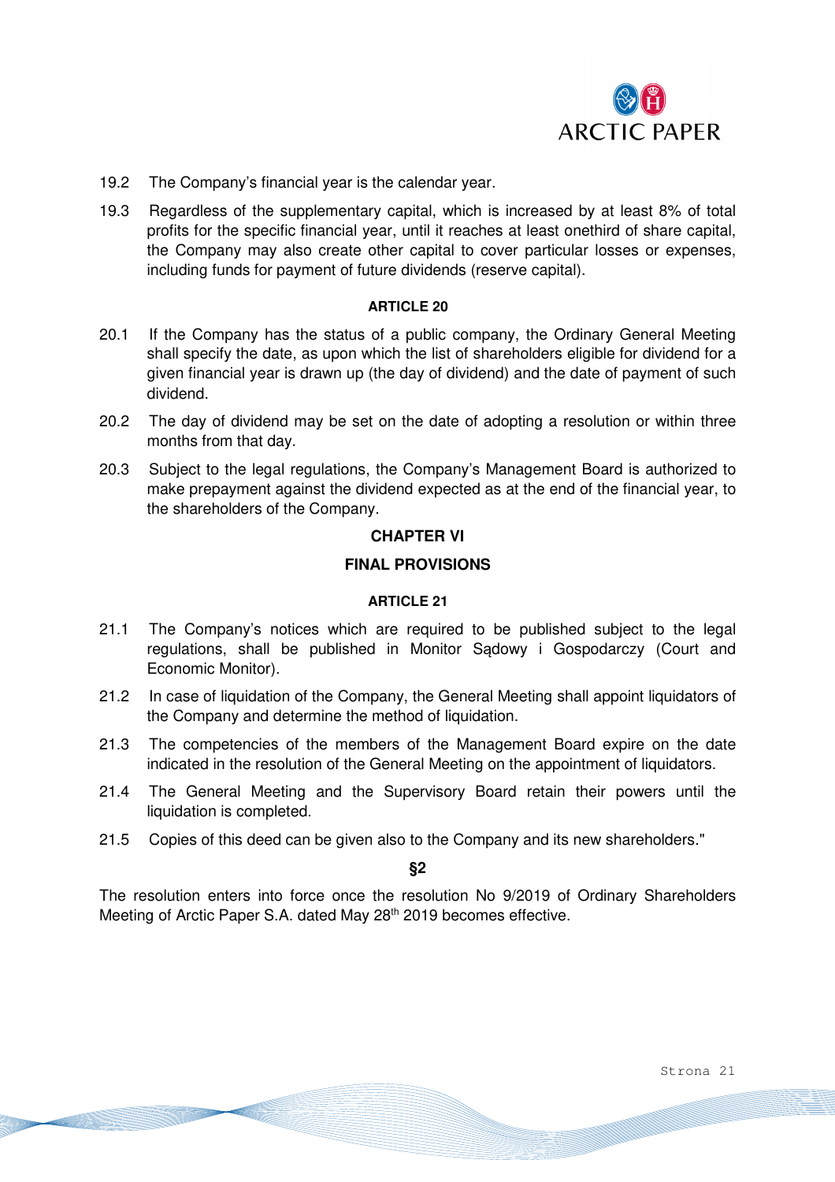19.2 The Company's financial year is the calendar year.

19.3 Regardless of the supplementary capital, which is increased by at least 8% of total profits for the specific financial year, until it reaches at least onethird of share capital, the Company may also create other capital to cover particular losses or expenses, including funds for payment of future dividends (reserve capital).

**ARTICLE 20**

20.1 If the Company has the status of a public company, the Ordinary General Meeting shall specify the date, as upon which the list of shareholders eligible for dividend for a given financial year is drawn up (the day of dividend) and the date of payment of such dividend.

20.2 The day of dividend may be set on the date of adopting a resolution or within three months from that day.

20.3 Subject to the legal regulations, the Company's Management Board is authorized to make prepayment against the dividend expected as at the end of the financial year, to the shareholders of the Company.

## CHAPTER VI

## FINAL PROVISIONS

**ARTICLE 21**

21.1 The Company's notices which are required to be published subject to the legal regulations, shall be published in Monitor Sądowy i Gospodarczy (Court and Economic Monitor).

21.2 In case of liquidation of the Company, the General Meeting shall appoint liquidators of the Company and determine the method of liquidation.

21.3 The competencies of the members of the Management Board expire on the date indicated in the resolution of the General Meeting on the appointment of liquidators.

21.4 The General Meeting and the Supervisory Board retain their powers until the liquidation is completed.

21.5 Copies of this deed can be given also to the Company and its new shareholders."

**§2**

The resolution enters into force once the resolution No 9/2019 of Ordinary Shareholders Meeting of Arctic Paper S.A. dated May 28th 2019 becomes effective.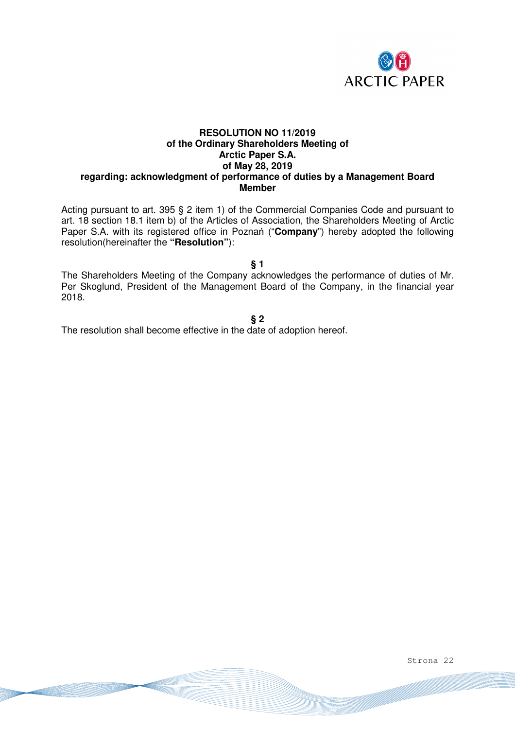**RESOLUTION NO 11/2019**
**of the Ordinary Shareholders Meeting of**
**Arctic Paper S.A.**
**of May 28, 2019**
**regarding: acknowledgment of performance of duties by a Management Board Member**

Acting pursuant to art. 395 § 2 item 1) of the Commercial Companies Code and pursuant to art. 18 section 18.1 item b) of the Articles of Association, the Shareholders Meeting of Arctic Paper S.A. with its registered office in Poznań ("**Company**") hereby adopted the following resolution(hereinafter the **"Resolution"**):

**§ 1**

The Shareholders Meeting of the Company acknowledges the performance of duties of Mr. Per Skoglund, President of the Management Board of the Company, in the financial year 2018.

**§ 2**

The resolution shall become effective in the date of adoption hereof.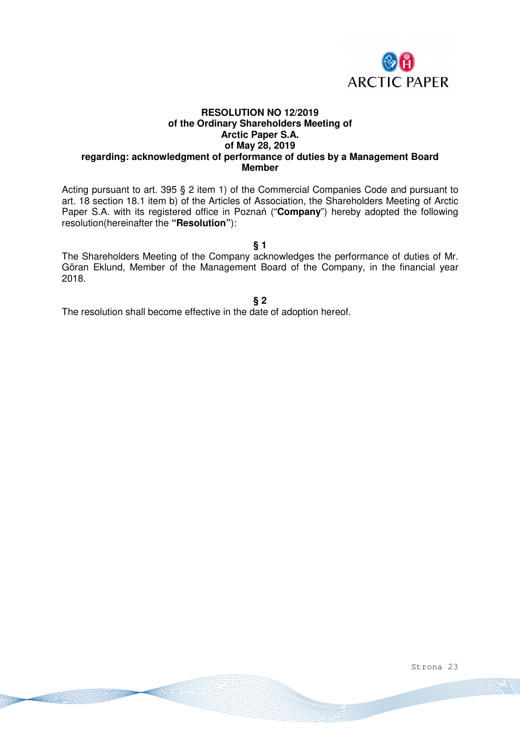**RESOLUTION NO 12/2019**
**of the Ordinary Shareholders Meeting of**
**Arctic Paper S.A.**
**of May 28, 2019**
**regarding: acknowledgment of performance of duties by a Management Board Member**

Acting pursuant to art. 395 § 2 item 1) of the Commercial Companies Code and pursuant to art. 18 section 18.1 item b) of the Articles of Association, the Shareholders Meeting of Arctic Paper S.A. with its registered office in Poznań ("**Company**") hereby adopted the following resolution(hereinafter the **"Resolution"**):

**§ 1**

The Shareholders Meeting of the Company acknowledges the performance of duties of Mr. Göran Eklund, Member of the Management Board of the Company, in the financial year 2018.

**§ 2**

The resolution shall become effective in the date of adoption hereof.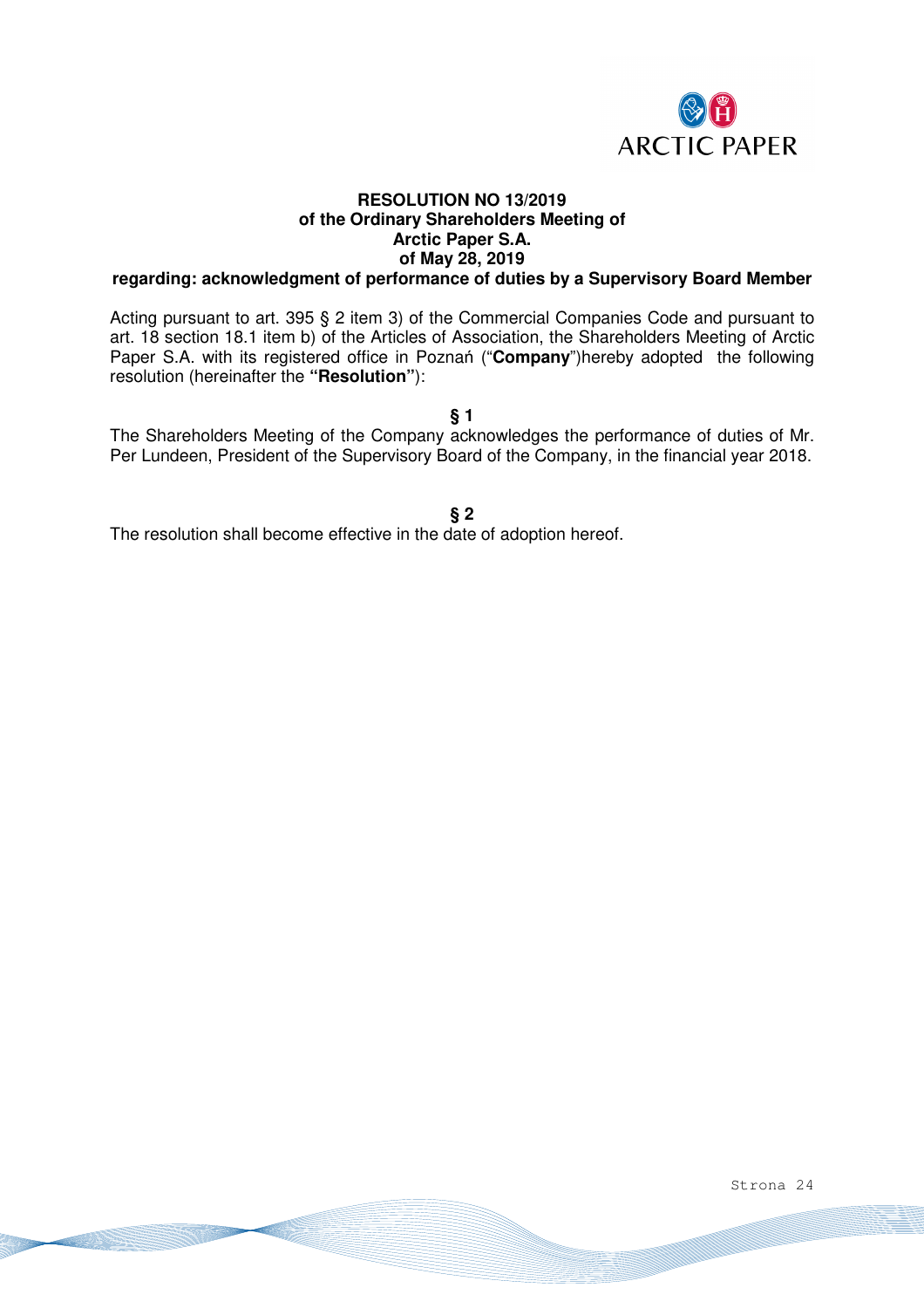**RESOLUTION NO 13/2019**
**of the Ordinary Shareholders Meeting of**
**Arctic Paper S.A.**
**of May 28, 2019**
**regarding: acknowledgment of performance of duties by a Supervisory Board Member**

Acting pursuant to art. 395 § 2 item 3) of the Commercial Companies Code and pursuant to art. 18 section 18.1 item b) of the Articles of Association, the Shareholders Meeting of Arctic Paper S.A. with its registered office in Poznań ("**Company**")hereby adopted the following resolution (hereinafter the **"Resolution"**):

**§ 1**

The Shareholders Meeting of the Company acknowledges the performance of duties of Mr. Per Lundeen, President of the Supervisory Board of the Company, in the financial year 2018.

**§ 2**

The resolution shall become effective in the date of adoption hereof.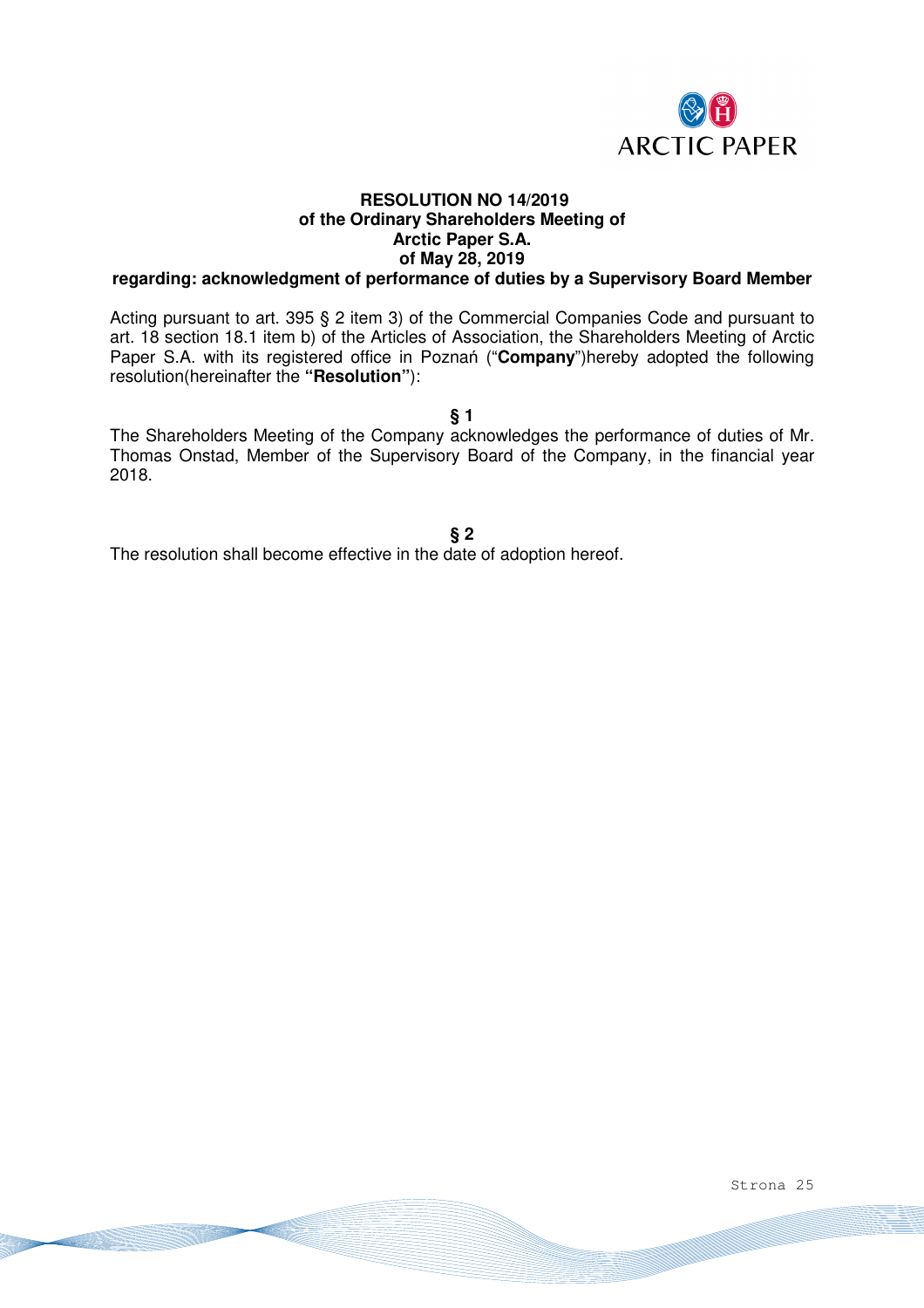**RESOLUTION NO 14/2019**
**of the Ordinary Shareholders Meeting of**
**Arctic Paper S.A.**
**of May 28, 2019**
**regarding: acknowledgment of performance of duties by a Supervisory Board Member**

Acting pursuant to art. 395 § 2 item 3) of the Commercial Companies Code and pursuant to art. 18 section 18.1 item b) of the Articles of Association, the Shareholders Meeting of Arctic Paper S.A. with its registered office in Poznań ("**Company**")hereby adopted the following resolution(hereinafter the **"Resolution"**):

**§ 1**

The Shareholders Meeting of the Company acknowledges the performance of duties of Mr. Thomas Onstad, Member of the Supervisory Board of the Company, in the financial year 2018.

**§ 2**

The resolution shall become effective in the date of adoption hereof.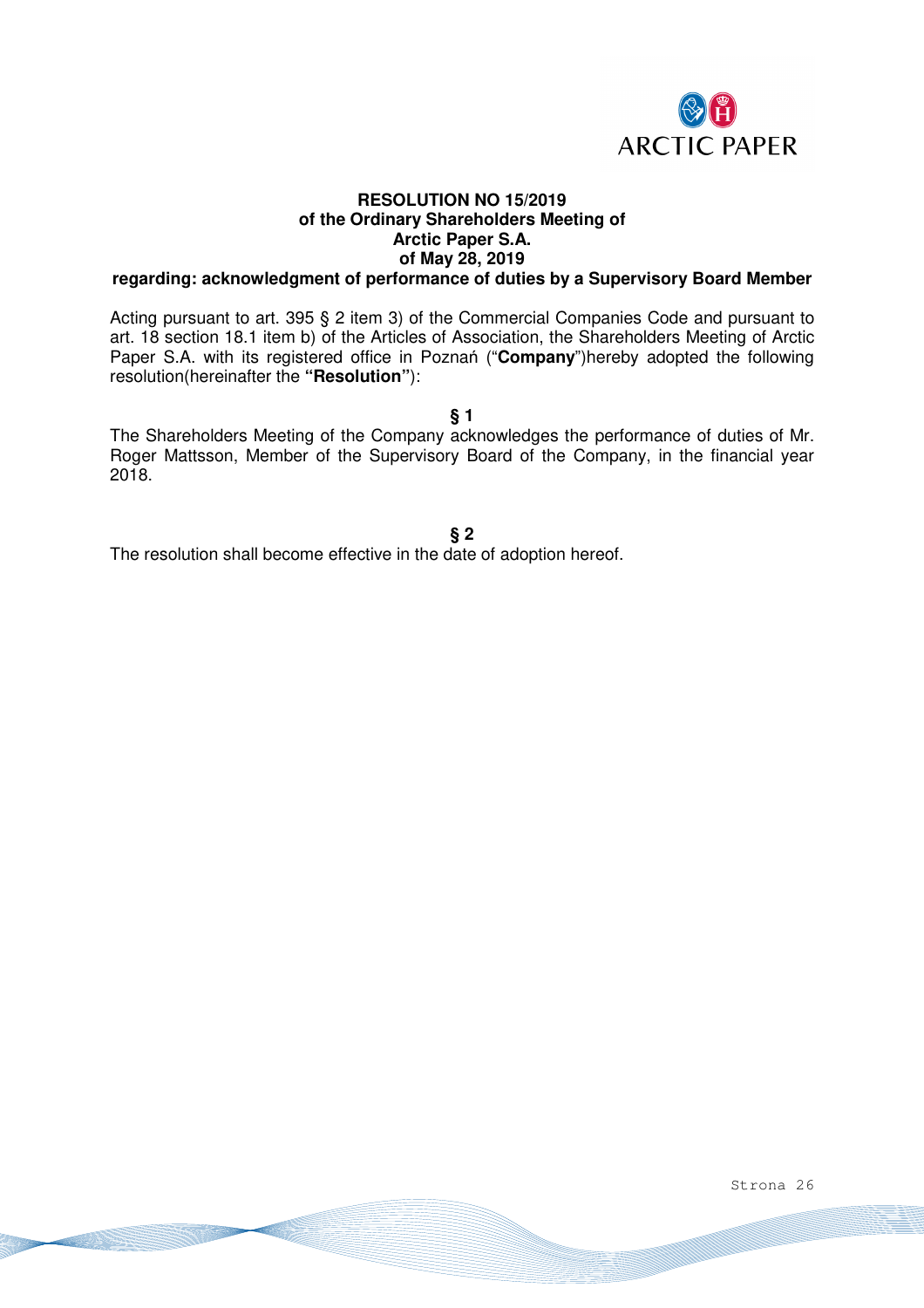**RESOLUTION NO 15/2019**
**of the Ordinary Shareholders Meeting of**
**Arctic Paper S.A.**
**of May 28, 2019**
**regarding: acknowledgment of performance of duties by a Supervisory Board Member**

Acting pursuant to art. 395 § 2 item 3) of the Commercial Companies Code and pursuant to art. 18 section 18.1 item b) of the Articles of Association, the Shareholders Meeting of Arctic Paper S.A. with its registered office in Poznań ("**Company**")hereby adopted the following resolution(hereinafter the **"Resolution"**):

**§ 1**

The Shareholders Meeting of the Company acknowledges the performance of duties of Mr. Roger Mattsson, Member of the Supervisory Board of the Company, in the financial year 2018.

**§ 2**

The resolution shall become effective in the date of adoption hereof.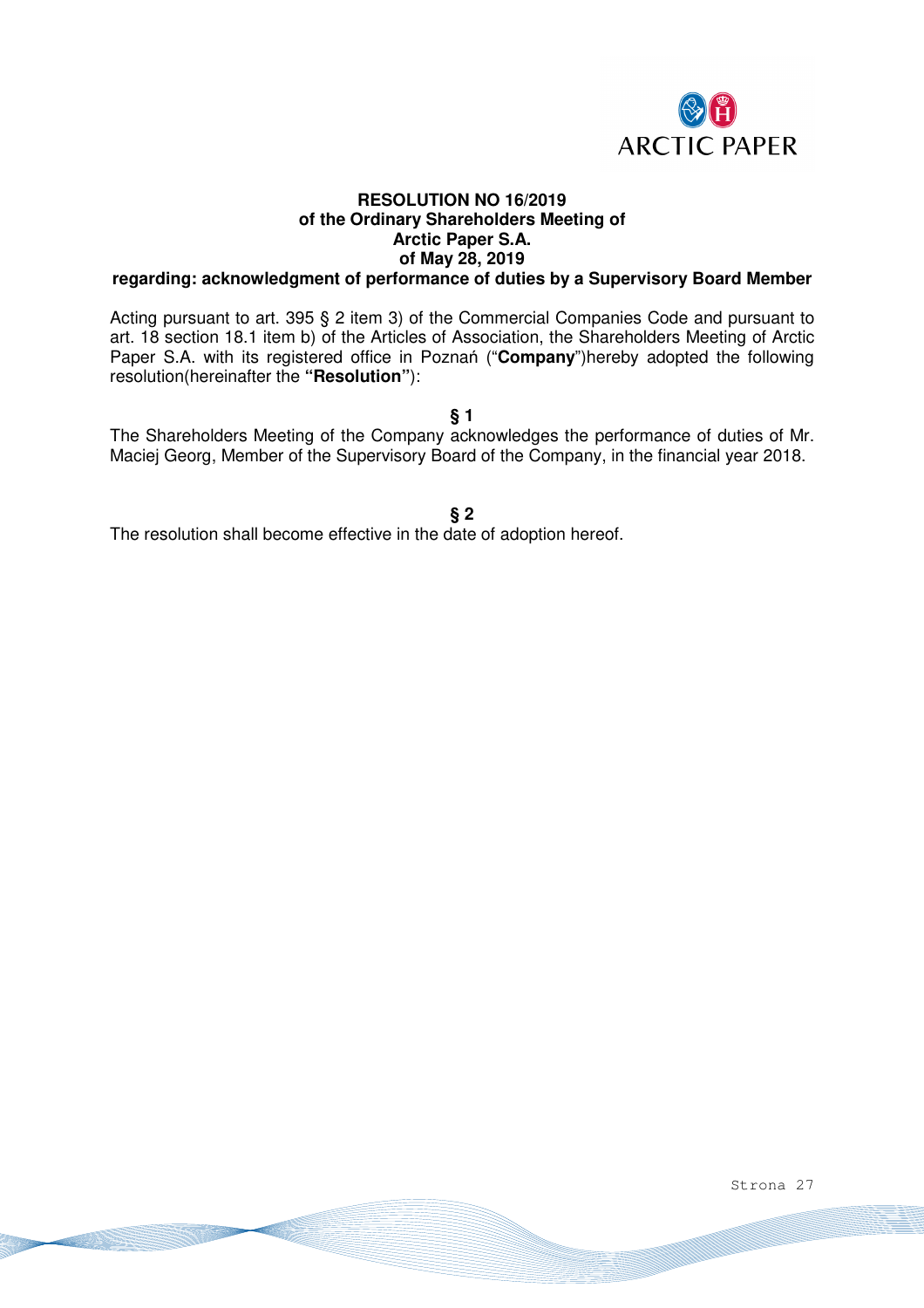**RESOLUTION NO 16/2019**
**of the Ordinary Shareholders Meeting of**
**Arctic Paper S.A.**
**of May 28, 2019**
**regarding: acknowledgment of performance of duties by a Supervisory Board Member**

Acting pursuant to art. 395 § 2 item 3) of the Commercial Companies Code and pursuant to art. 18 section 18.1 item b) of the Articles of Association, the Shareholders Meeting of Arctic Paper S.A. with its registered office in Poznań ("**Company**")hereby adopted the following resolution(hereinafter the **"Resolution"**):

**§ 1**

The Shareholders Meeting of the Company acknowledges the performance of duties of Mr. Maciej Georg, Member of the Supervisory Board of the Company, in the financial year 2018.

**§ 2**

The resolution shall become effective in the date of adoption hereof.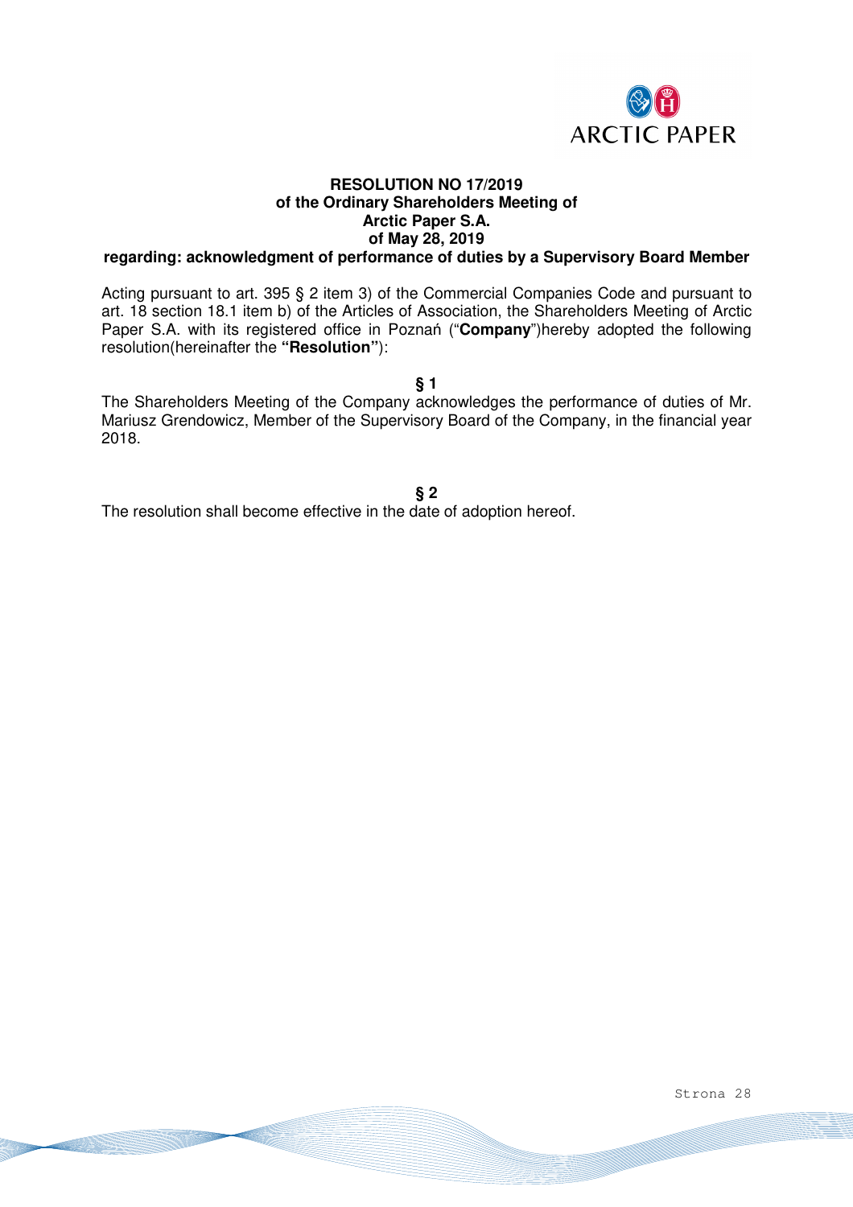**RESOLUTION NO 17/2019**
**of the Ordinary Shareholders Meeting of**
**Arctic Paper S.A.**
**of May 28, 2019**
**regarding: acknowledgment of performance of duties by a Supervisory Board Member**

Acting pursuant to art. 395 § 2 item 3) of the Commercial Companies Code and pursuant to art. 18 section 18.1 item b) of the Articles of Association, the Shareholders Meeting of Arctic Paper S.A. with its registered office in Poznań ("**Company**")hereby adopted the following resolution(hereinafter the **"Resolution"**):

**§ 1**

The Shareholders Meeting of the Company acknowledges the performance of duties of Mr. Mariusz Grendowicz, Member of the Supervisory Board of the Company, in the financial year 2018.

**§ 2**

The resolution shall become effective in the date of adoption hereof.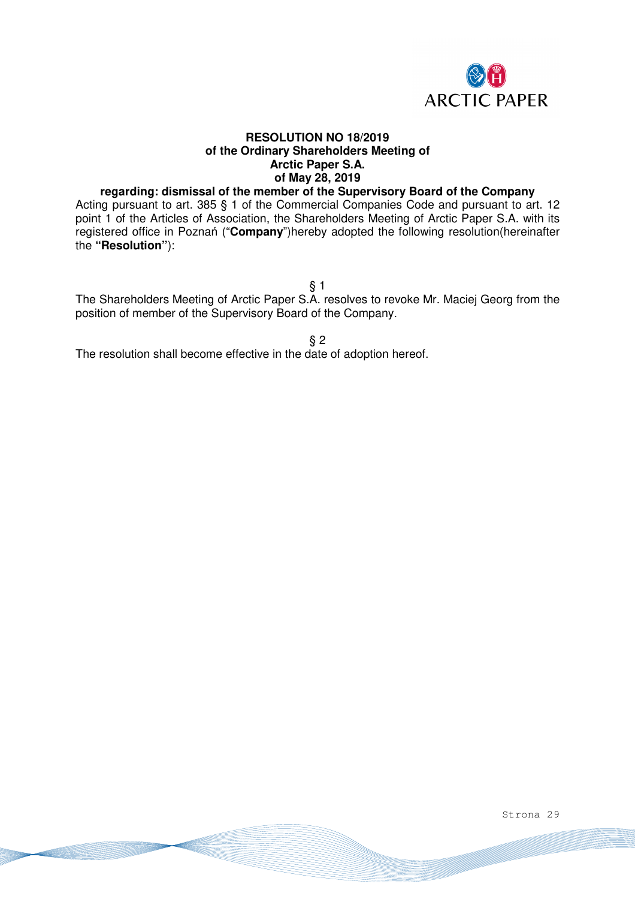**RESOLUTION NO 18/2019**
**of the Ordinary Shareholders Meeting of**
**Arctic Paper S.A.**
**of May 28, 2019**
**regarding: dismissal of the member of the Supervisory Board of the Company**

Acting pursuant to art. 385 § 1 of the Commercial Companies Code and pursuant to art. 12 point 1 of the Articles of Association, the Shareholders Meeting of Arctic Paper S.A. with its registered office in Poznań ("**Company**")hereby adopted the following resolution(hereinafter the **"Resolution"**):

§ 1

The Shareholders Meeting of Arctic Paper S.A. resolves to revoke Mr. Maciej Georg from the position of member of the Supervisory Board of the Company.

§ 2

The resolution shall become effective in the date of adoption hereof.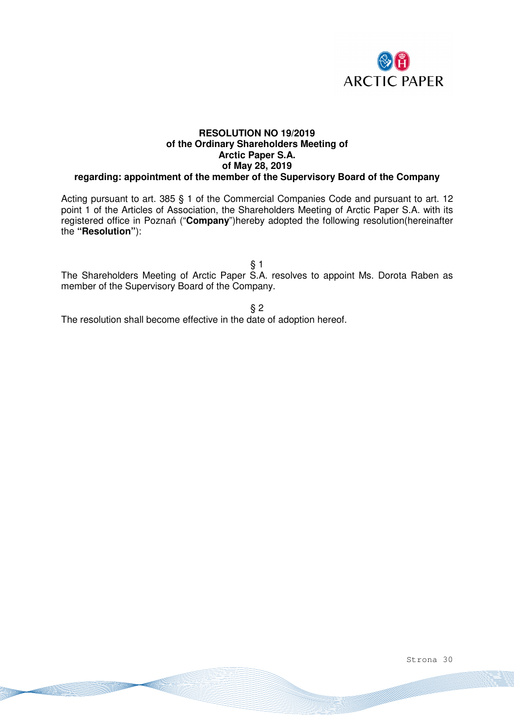**RESOLUTION NO 19/2019**
**of the Ordinary Shareholders Meeting of**
**Arctic Paper S.A.**
**of May 28, 2019**
**regarding: appointment of the member of the Supervisory Board of the Company**

Acting pursuant to art. 385 § 1 of the Commercial Companies Code and pursuant to art. 12 point 1 of the Articles of Association, the Shareholders Meeting of Arctic Paper S.A. with its registered office in Poznań ("**Company**")hereby adopted the following resolution(hereinafter the **"Resolution"**):

§ 1

The Shareholders Meeting of Arctic Paper S.A. resolves to appoint Ms. Dorota Raben as member of the Supervisory Board of the Company.

§ 2

The resolution shall become effective in the date of adoption hereof.